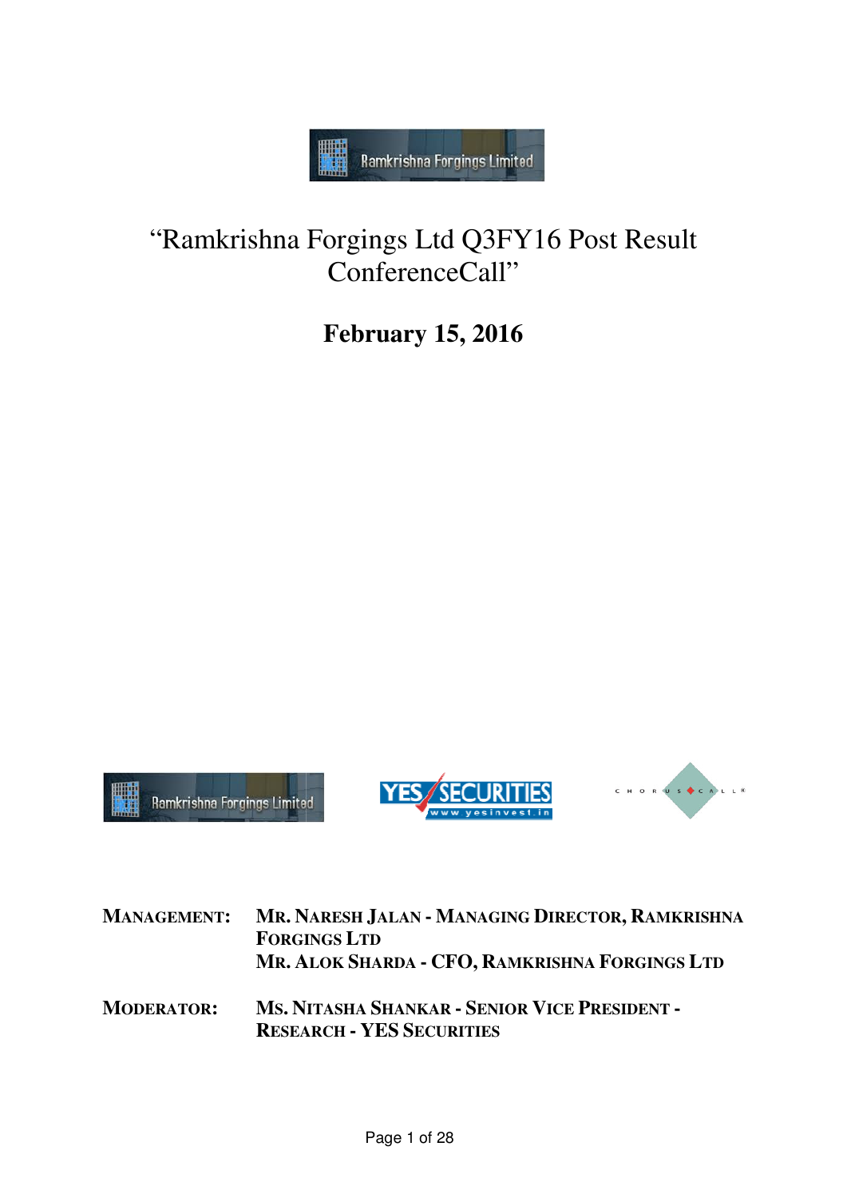# "Ramkrishna Forgings Ltd Q3FY16 Post Result ConferenceCall"

## February 15, 2016

**MANAGEMENT:** **MR. NARESH JALAN - MANAGING DIRECTOR, RAMKRISHNA FORGINGS LTD**
**MR. ALOK SHARDA - CFO, RAMKRISHNA FORGINGS LTD**

**MODERATOR:** **MS. NITASHA SHANKAR - SENIOR VICE PRESIDENT - RESEARCH - YES SECURITIES**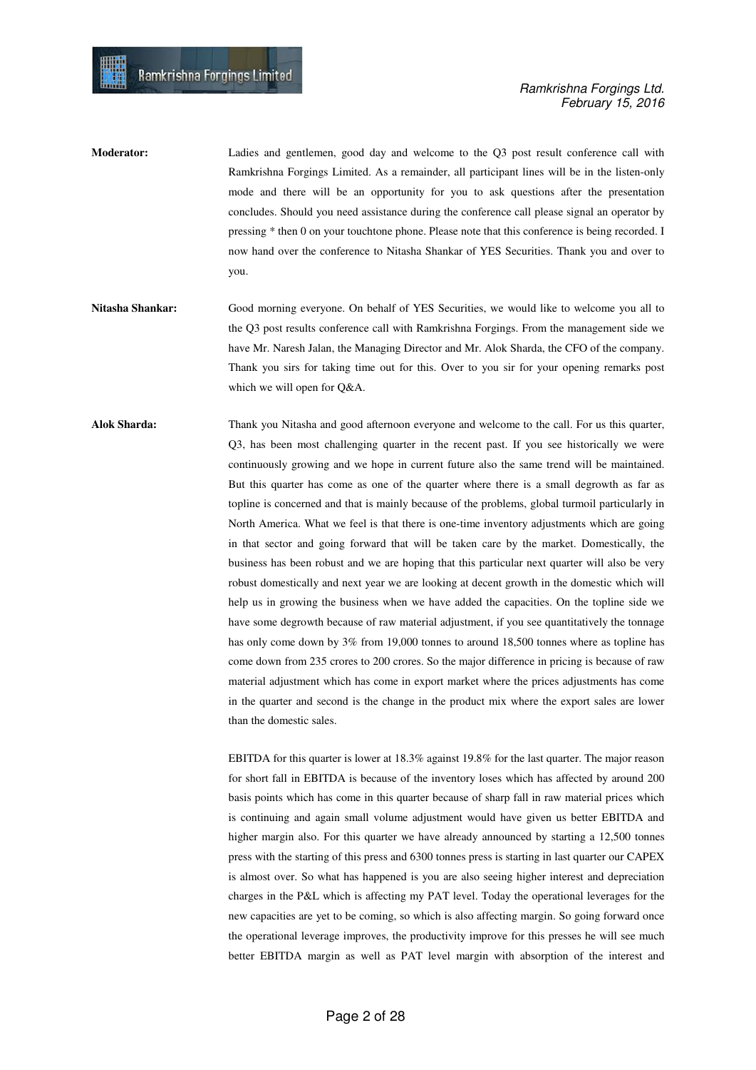**Moderator:** Ladies and gentlemen, good day and welcome to the Q3 post result conference call with Ramkrishna Forgings Limited. As a remainder, all participant lines will be in the listen-only mode and there will be an opportunity for you to ask questions after the presentation concludes. Should you need assistance during the conference call please signal an operator by pressing * then 0 on your touchtone phone. Please note that this conference is being recorded. I now hand over the conference to Nitasha Shankar of YES Securities. Thank you and over to you.

**Nitasha Shankar:** Good morning everyone. On behalf of YES Securities, we would like to welcome you all to the Q3 post results conference call with Ramkrishna Forgings. From the management side we have Mr. Naresh Jalan, the Managing Director and Mr. Alok Sharda, the CFO of the company. Thank you sirs for taking time out for this. Over to you sir for your opening remarks post which we will open for Q&A.

**Alok Sharda:** Thank you Nitasha and good afternoon everyone and welcome to the call. For us this quarter, Q3, has been most challenging quarter in the recent past. If you see historically we were continuously growing and we hope in current future also the same trend will be maintained. But this quarter has come as one of the quarter where there is a small degrowth as far as topline is concerned and that is mainly because of the problems, global turmoil particularly in North America. What we feel is that there is one-time inventory adjustments which are going in that sector and going forward that will be taken care by the market. Domestically, the business has been robust and we are hoping that this particular next quarter will also be very robust domestically and next year we are looking at decent growth in the domestic which will help us in growing the business when we have added the capacities. On the topline side we have some degrowth because of raw material adjustment, if you see quantitatively the tonnage has only come down by 3% from 19,000 tonnes to around 18,500 tonnes where as topline has come down from 235 crores to 200 crores. So the major difference in pricing is because of raw material adjustment which has come in export market where the prices adjustments has come in the quarter and second is the change in the product mix where the export sales are lower than the domestic sales.

EBITDA for this quarter is lower at 18.3% against 19.8% for the last quarter. The major reason for short fall in EBITDA is because of the inventory loses which has affected by around 200 basis points which has come in this quarter because of sharp fall in raw material prices which is continuing and again small volume adjustment would have given us better EBITDA and higher margin also. For this quarter we have already announced by starting a 12,500 tonnes press with the starting of this press and 6300 tonnes press is starting in last quarter our CAPEX is almost over. So what has happened is you are also seeing higher interest and depreciation charges in the P&L which is affecting my PAT level. Today the operational leverages for the new capacities are yet to be coming, so which is also affecting margin. So going forward once the operational leverage improves, the productivity improve for this presses he will see much better EBITDA margin as well as PAT level margin with absorption of the interest and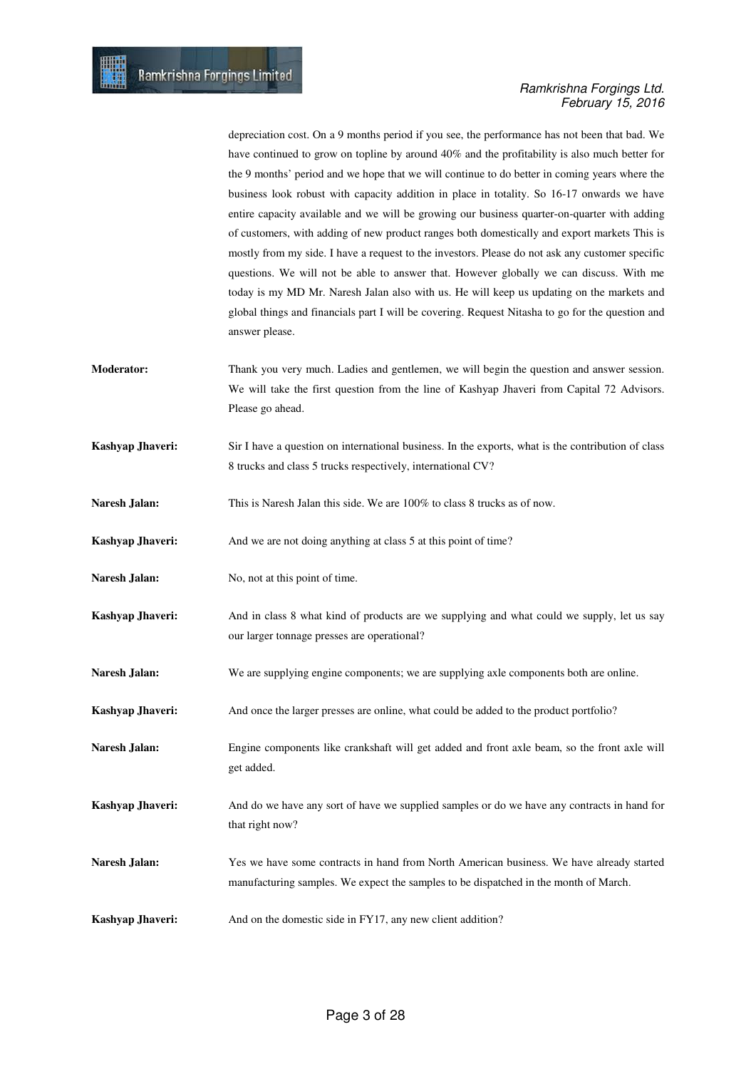depreciation cost. On a 9 months period if you see, the performance has not been that bad. We have continued to grow on topline by around 40% and the profitability is also much better for the 9 months' period and we hope that we will continue to do better in coming years where the business look robust with capacity addition in place in totality. So 16-17 onwards we have entire capacity available and we will be growing our business quarter-on-quarter with adding of customers, with adding of new product ranges both domestically and export markets This is mostly from my side. I have a request to the investors. Please do not ask any customer specific questions. We will not be able to answer that. However globally we can discuss. With me today is my MD Mr. Naresh Jalan also with us. He will keep us updating on the markets and global things and financials part I will be covering. Request Nitasha to go for the question and answer please.

**Moderator:** Thank you very much. Ladies and gentlemen, we will begin the question and answer session. We will take the first question from the line of Kashyap Jhaveri from Capital 72 Advisors. Please go ahead.

**Kashyap Jhaveri:** Sir I have a question on international business. In the exports, what is the contribution of class 8 trucks and class 5 trucks respectively, international CV?

**Naresh Jalan:** This is Naresh Jalan this side. We are 100% to class 8 trucks as of now.

**Kashyap Jhaveri:** And we are not doing anything at class 5 at this point of time?

**Naresh Jalan:** No, not at this point of time.

**Kashyap Jhaveri:** And in class 8 what kind of products are we supplying and what could we supply, let us say our larger tonnage presses are operational?

**Naresh Jalan:** We are supplying engine components; we are supplying axle components both are online.

**Kashyap Jhaveri:** And once the larger presses are online, what could be added to the product portfolio?

**Naresh Jalan:** Engine components like crankshaft will get added and front axle beam, so the front axle will get added.

**Kashyap Jhaveri:** And do we have any sort of have we supplied samples or do we have any contracts in hand for that right now?

**Naresh Jalan:** Yes we have some contracts in hand from North American business. We have already started manufacturing samples. We expect the samples to be dispatched in the month of March.

**Kashyap Jhaveri:** And on the domestic side in FY17, any new client addition?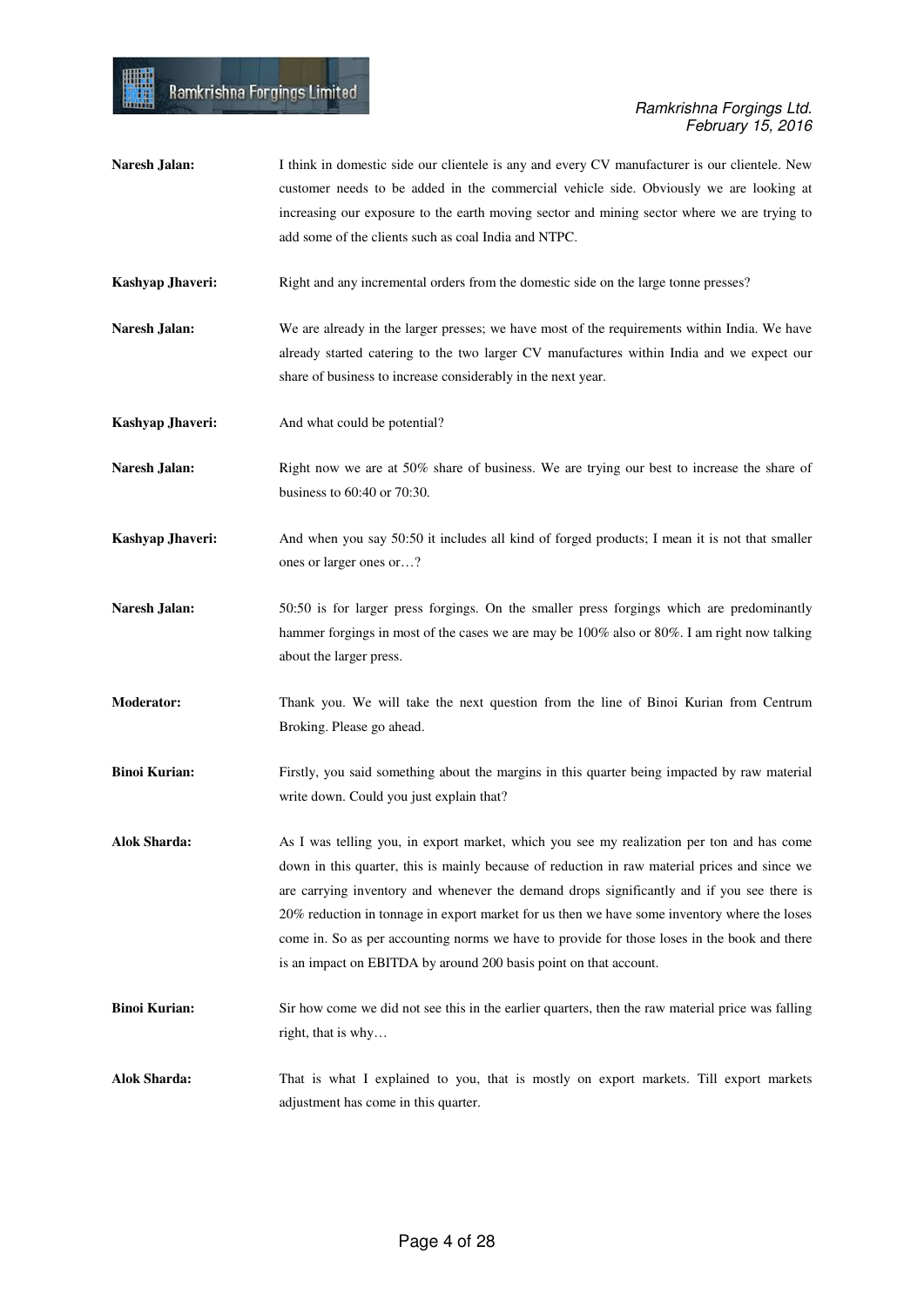**Naresh Jalan:** I think in domestic side our clientele is any and every CV manufacturer is our clientele. New customer needs to be added in the commercial vehicle side. Obviously we are looking at increasing our exposure to the earth moving sector and mining sector where we are trying to add some of the clients such as coal India and NTPC.

**Kashyap Jhaveri:** Right and any incremental orders from the domestic side on the large tonne presses?

**Naresh Jalan:** We are already in the larger presses; we have most of the requirements within India. We have already started catering to the two larger CV manufactures within India and we expect our share of business to increase considerably in the next year.

**Kashyap Jhaveri:** And what could be potential?

**Naresh Jalan:** Right now we are at 50% share of business. We are trying our best to increase the share of business to 60:40 or 70:30.

**Kashyap Jhaveri:** And when you say 50:50 it includes all kind of forged products; I mean it is not that smaller ones or larger ones or…?

**Naresh Jalan:** 50:50 is for larger press forgings. On the smaller press forgings which are predominantly hammer forgings in most of the cases we are may be 100% also or 80%. I am right now talking about the larger press.

**Moderator:** Thank you. We will take the next question from the line of Binoi Kurian from Centrum Broking. Please go ahead.

**Binoi Kurian:** Firstly, you said something about the margins in this quarter being impacted by raw material write down. Could you just explain that?

**Alok Sharda:** As I was telling you, in export market, which you see my realization per ton and has come down in this quarter, this is mainly because of reduction in raw material prices and since we are carrying inventory and whenever the demand drops significantly and if you see there is 20% reduction in tonnage in export market for us then we have some inventory where the loses come in. So as per accounting norms we have to provide for those loses in the book and there is an impact on EBITDA by around 200 basis point on that account.

**Binoi Kurian:** Sir how come we did not see this in the earlier quarters, then the raw material price was falling right, that is why…

**Alok Sharda:** That is what I explained to you, that is mostly on export markets. Till export markets adjustment has come in this quarter.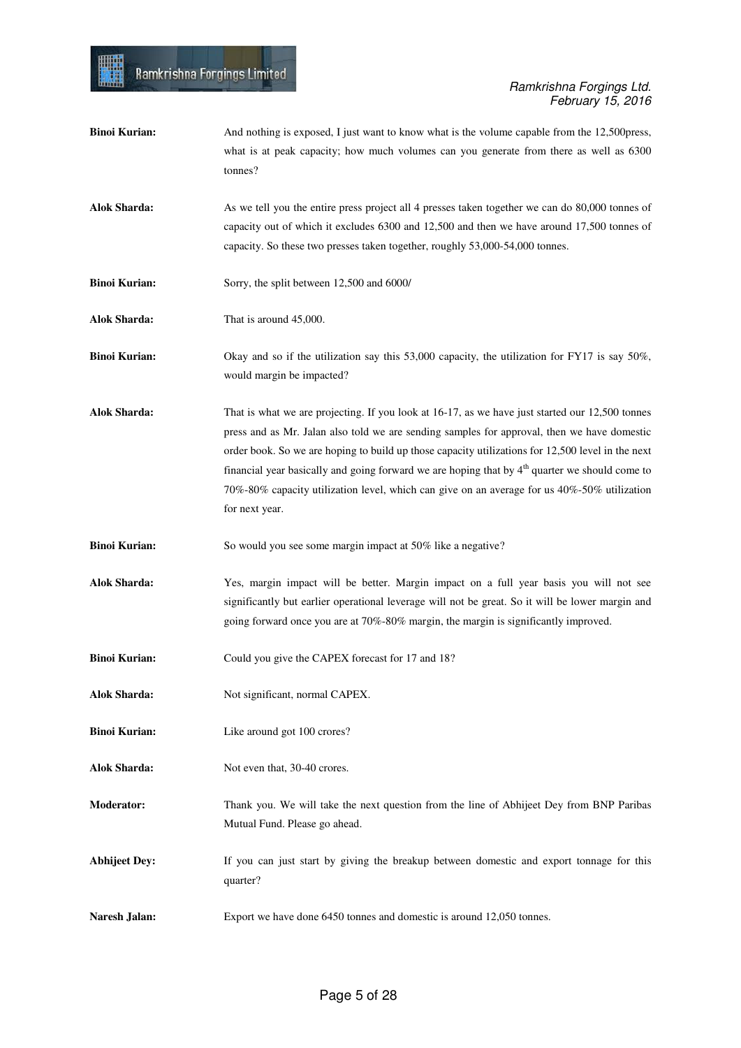**Binoi Kurian:** And nothing is exposed, I just want to know what is the volume capable from the 12,500press, what is at peak capacity; how much volumes can you generate from there as well as 6300 tonnes?

**Alok Sharda:** As we tell you the entire press project all 4 presses taken together we can do 80,000 tonnes of capacity out of which it excludes 6300 and 12,500 and then we have around 17,500 tonnes of capacity. So these two presses taken together, roughly 53,000-54,000 tonnes.

**Binoi Kurian:** Sorry, the split between 12,500 and 6000/

**Alok Sharda:** That is around 45,000.

**Binoi Kurian:** Okay and so if the utilization say this 53,000 capacity, the utilization for FY17 is say 50%, would margin be impacted?

**Alok Sharda:** That is what we are projecting. If you look at 16-17, as we have just started our 12,500 tonnes press and as Mr. Jalan also told we are sending samples for approval, then we have domestic order book. So we are hoping to build up those capacity utilizations for 12,500 level in the next financial year basically and going forward we are hoping that by 4th quarter we should come to 70%-80% capacity utilization level, which can give on an average for us 40%-50% utilization for next year.

**Binoi Kurian:** So would you see some margin impact at 50% like a negative?

**Alok Sharda:** Yes, margin impact will be better. Margin impact on a full year basis you will not see significantly but earlier operational leverage will not be great. So it will be lower margin and going forward once you are at 70%-80% margin, the margin is significantly improved.

**Binoi Kurian:** Could you give the CAPEX forecast for 17 and 18?

**Alok Sharda:** Not significant, normal CAPEX.

**Binoi Kurian:** Like around got 100 crores?

**Alok Sharda:** Not even that, 30-40 crores.

**Moderator:** Thank you. We will take the next question from the line of Abhijeet Dey from BNP Paribas Mutual Fund. Please go ahead.

**Abhijeet Dey:** If you can just start by giving the breakup between domestic and export tonnage for this quarter?

**Naresh Jalan:** Export we have done 6450 tonnes and domestic is around 12,050 tonnes.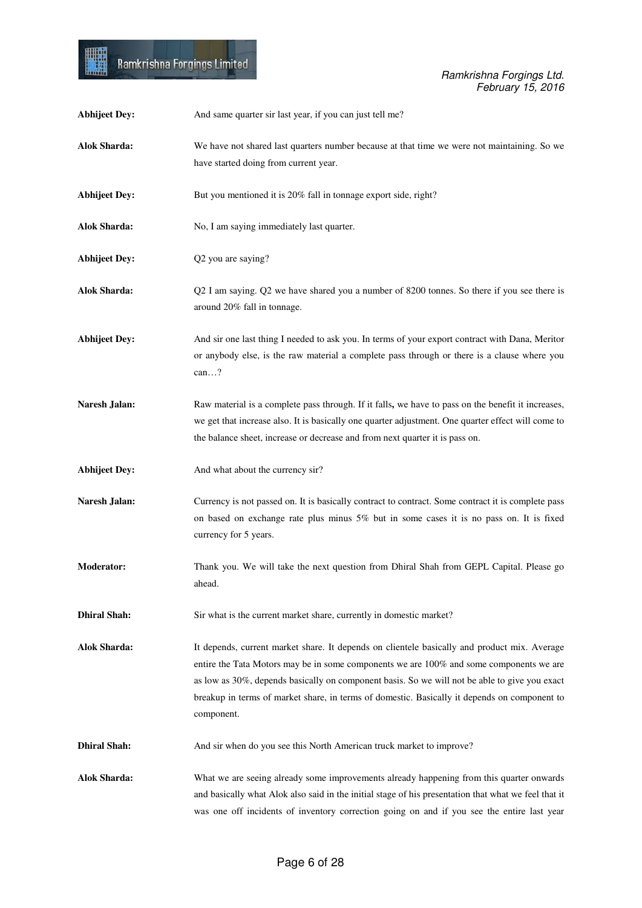**Abhijeet Dey:** And same quarter sir last year, if you can just tell me?

**Alok Sharda:** We have not shared last quarters number because at that time we were not maintaining. So we have started doing from current year.

**Abhijeet Dey:** But you mentioned it is 20% fall in tonnage export side, right?

**Alok Sharda:** No, I am saying immediately last quarter.

**Abhijeet Dey:** Q2 you are saying?

**Alok Sharda:** Q2 I am saying. Q2 we have shared you a number of 8200 tonnes. So there if you see there is around 20% fall in tonnage.

**Abhijeet Dey:** And sir one last thing I needed to ask you. In terms of your export contract with Dana, Meritor or anybody else, is the raw material a complete pass through or there is a clause where you can…?

**Naresh Jalan:** Raw material is a complete pass through. If it falls**,** we have to pass on the benefit it increases, we get that increase also. It is basically one quarter adjustment. One quarter effect will come to the balance sheet, increase or decrease and from next quarter it is pass on.

**Abhijeet Dey:** And what about the currency sir?

**Naresh Jalan:** Currency is not passed on. It is basically contract to contract. Some contract it is complete pass on based on exchange rate plus minus 5% but in some cases it is no pass on. It is fixed currency for 5 years.

**Moderator:** Thank you. We will take the next question from Dhiral Shah from GEPL Capital. Please go ahead.

**Dhiral Shah:** Sir what is the current market share, currently in domestic market?

**Alok Sharda:** It depends, current market share. It depends on clientele basically and product mix. Average entire the Tata Motors may be in some components we are 100% and some components we are as low as 30%, depends basically on component basis. So we will not be able to give you exact breakup in terms of market share, in terms of domestic. Basically it depends on component to component.

**Dhiral Shah:** And sir when do you see this North American truck market to improve?

**Alok Sharda:** What we are seeing already some improvements already happening from this quarter onwards and basically what Alok also said in the initial stage of his presentation that what we feel that it was one off incidents of inventory correction going on and if you see the entire last year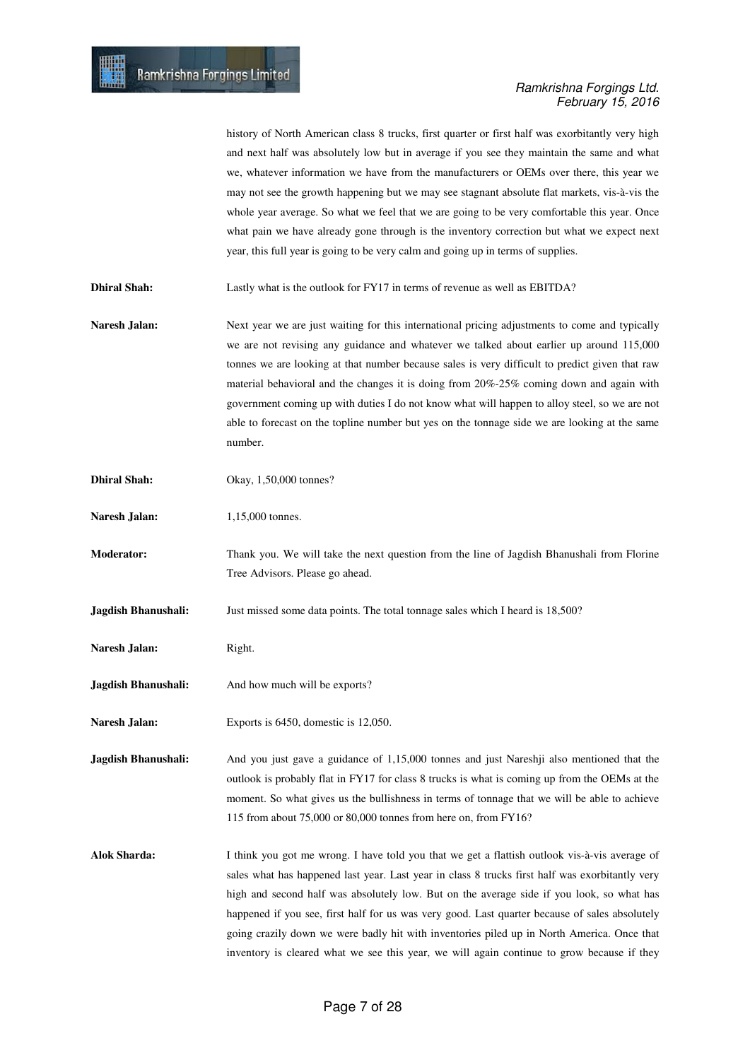history of North American class 8 trucks, first quarter or first half was exorbitantly very high and next half was absolutely low but in average if you see they maintain the same and what we, whatever information we have from the manufacturers or OEMs over there, this year we may not see the growth happening but we may see stagnant absolute flat markets, vis-à-vis the whole year average. So what we feel that we are going to be very comfortable this year. Once what pain we have already gone through is the inventory correction but what we expect next year, this full year is going to be very calm and going up in terms of supplies.

**Dhiral Shah:** Lastly what is the outlook for FY17 in terms of revenue as well as EBITDA?

**Naresh Jalan:** Next year we are just waiting for this international pricing adjustments to come and typically we are not revising any guidance and whatever we talked about earlier up around 115,000 tonnes we are looking at that number because sales is very difficult to predict given that raw material behavioral and the changes it is doing from 20%-25% coming down and again with government coming up with duties I do not know what will happen to alloy steel, so we are not able to forecast on the topline number but yes on the tonnage side we are looking at the same number.

**Dhiral Shah:** Okay, 1,50,000 tonnes?

**Naresh Jalan:** 1,15,000 tonnes.

**Moderator:** Thank you. We will take the next question from the line of Jagdish Bhanushali from Florine Tree Advisors. Please go ahead.

**Jagdish Bhanushali:** Just missed some data points. The total tonnage sales which I heard is 18,500?

**Naresh Jalan:** Right.

**Jagdish Bhanushali:** And how much will be exports?

**Naresh Jalan:** Exports is 6450, domestic is 12,050.

**Jagdish Bhanushali:** And you just gave a guidance of 1,15,000 tonnes and just Nareshji also mentioned that the outlook is probably flat in FY17 for class 8 trucks is what is coming up from the OEMs at the moment. So what gives us the bullishness in terms of tonnage that we will be able to achieve 115 from about 75,000 or 80,000 tonnes from here on, from FY16?

**Alok Sharda:** I think you got me wrong. I have told you that we get a flattish outlook vis-à-vis average of sales what has happened last year. Last year in class 8 trucks first half was exorbitantly very high and second half was absolutely low. But on the average side if you look, so what has happened if you see, first half for us was very good. Last quarter because of sales absolutely going crazily down we were badly hit with inventories piled up in North America. Once that inventory is cleared what we see this year, we will again continue to grow because if they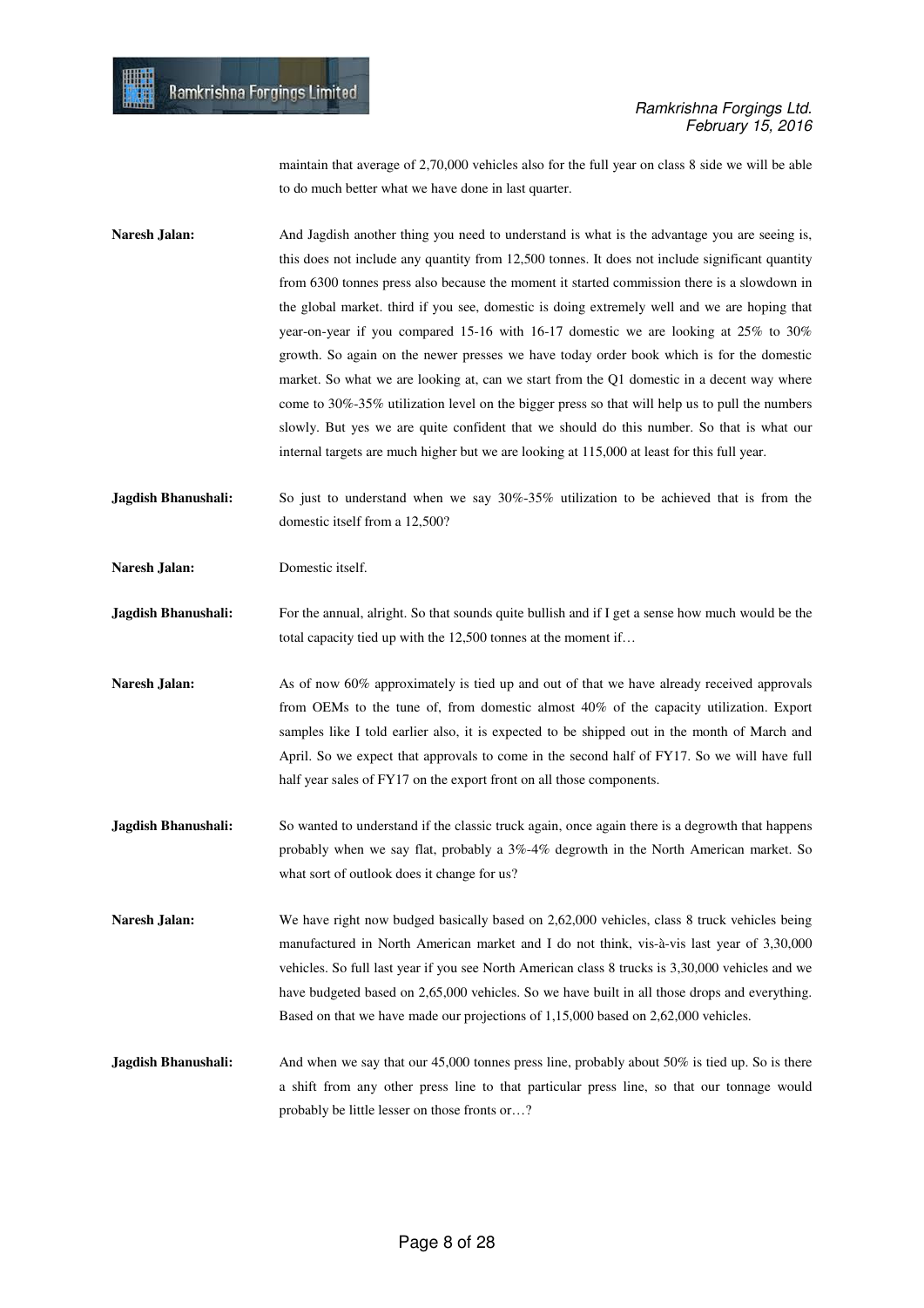maintain that average of 2,70,000 vehicles also for the full year on class 8 side we will be able to do much better what we have done in last quarter.

**Naresh Jalan:** And Jagdish another thing you need to understand is what is the advantage you are seeing is, this does not include any quantity from 12,500 tonnes. It does not include significant quantity from 6300 tonnes press also because the moment it started commission there is a slowdown in the global market. third if you see, domestic is doing extremely well and we are hoping that year-on-year if you compared 15-16 with 16-17 domestic we are looking at 25% to 30% growth. So again on the newer presses we have today order book which is for the domestic market. So what we are looking at, can we start from the Q1 domestic in a decent way where come to 30%-35% utilization level on the bigger press so that will help us to pull the numbers slowly. But yes we are quite confident that we should do this number. So that is what our internal targets are much higher but we are looking at 115,000 at least for this full year.

**Jagdish Bhanushali:** So just to understand when we say 30%-35% utilization to be achieved that is from the domestic itself from a 12,500?

**Naresh Jalan:** Domestic itself.

**Jagdish Bhanushali:** For the annual, alright. So that sounds quite bullish and if I get a sense how much would be the total capacity tied up with the 12,500 tonnes at the moment if…

**Naresh Jalan:** As of now 60% approximately is tied up and out of that we have already received approvals from OEMs to the tune of, from domestic almost 40% of the capacity utilization. Export samples like I told earlier also, it is expected to be shipped out in the month of March and April. So we expect that approvals to come in the second half of FY17. So we will have full half year sales of FY17 on the export front on all those components.

**Jagdish Bhanushali:** So wanted to understand if the classic truck again, once again there is a degrowth that happens probably when we say flat, probably a 3%-4% degrowth in the North American market. So what sort of outlook does it change for us?

**Naresh Jalan:** We have right now budged basically based on 2,62,000 vehicles, class 8 truck vehicles being manufactured in North American market and I do not think, vis-à-vis last year of 3,30,000 vehicles. So full last year if you see North American class 8 trucks is 3,30,000 vehicles and we have budgeted based on 2,65,000 vehicles. So we have built in all those drops and everything. Based on that we have made our projections of 1,15,000 based on 2,62,000 vehicles.

**Jagdish Bhanushali:** And when we say that our 45,000 tonnes press line, probably about 50% is tied up. So is there a shift from any other press line to that particular press line, so that our tonnage would probably be little lesser on those fronts or…?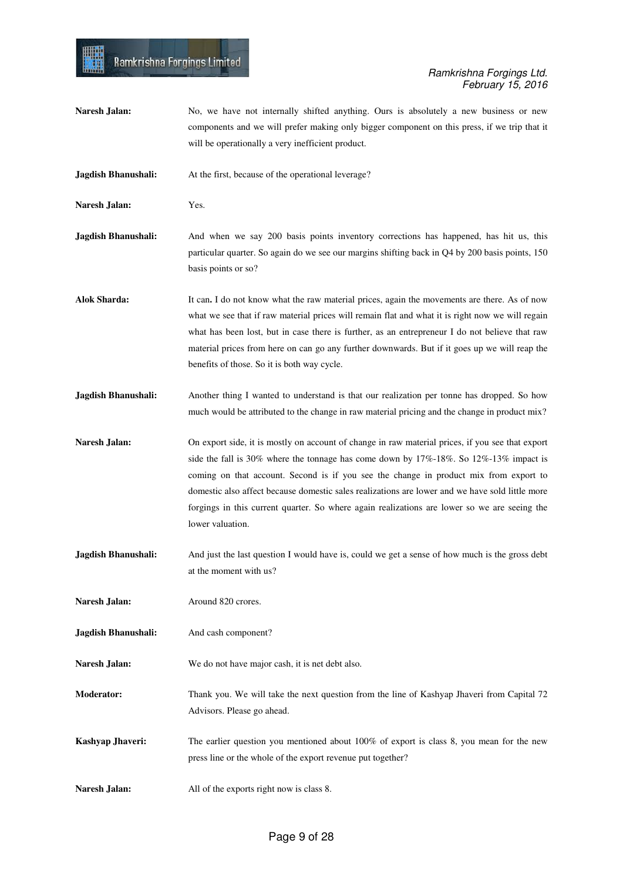**Naresh Jalan:** No, we have not internally shifted anything. Ours is absolutely a new business or new components and we will prefer making only bigger component on this press, if we trip that it will be operationally a very inefficient product.

**Jagdish Bhanushali:** At the first, because of the operational leverage?

**Naresh Jalan:** Yes.

**Jagdish Bhanushali:** And when we say 200 basis points inventory corrections has happened, has hit us, this particular quarter. So again do we see our margins shifting back in Q4 by 200 basis points, 150 basis points or so?

**Alok Sharda:** It can**.** I do not know what the raw material prices, again the movements are there. As of now what we see that if raw material prices will remain flat and what it is right now we will regain what has been lost, but in case there is further, as an entrepreneur I do not believe that raw material prices from here on can go any further downwards. But if it goes up we will reap the benefits of those. So it is both way cycle.

**Jagdish Bhanushali:** Another thing I wanted to understand is that our realization per tonne has dropped. So how much would be attributed to the change in raw material pricing and the change in product mix?

**Naresh Jalan:** On export side, it is mostly on account of change in raw material prices, if you see that export side the fall is 30% where the tonnage has come down by 17%-18%. So 12%-13% impact is coming on that account. Second is if you see the change in product mix from export to domestic also affect because domestic sales realizations are lower and we have sold little more forgings in this current quarter. So where again realizations are lower so we are seeing the lower valuation.

**Jagdish Bhanushali:** And just the last question I would have is, could we get a sense of how much is the gross debt at the moment with us?

**Naresh Jalan:** Around 820 crores.

**Jagdish Bhanushali:** And cash component?

**Naresh Jalan:** We do not have major cash, it is net debt also.

**Moderator:** Thank you. We will take the next question from the line of Kashyap Jhaveri from Capital 72 Advisors. Please go ahead.

**Kashyap Jhaveri:** The earlier question you mentioned about 100% of export is class 8, you mean for the new press line or the whole of the export revenue put together?

**Naresh Jalan:** All of the exports right now is class 8.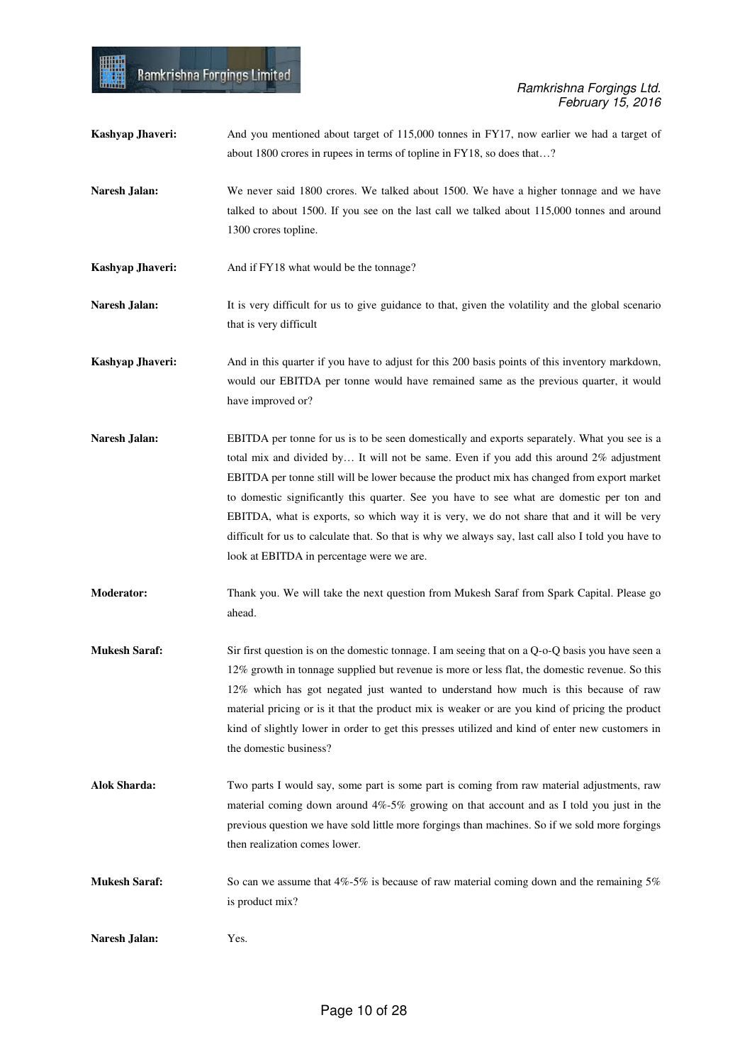**Kashyap Jhaveri:** And you mentioned about target of 115,000 tonnes in FY17, now earlier we had a target of about 1800 crores in rupees in terms of topline in FY18, so does that…?

**Naresh Jalan:** We never said 1800 crores. We talked about 1500. We have a higher tonnage and we have talked to about 1500. If you see on the last call we talked about 115,000 tonnes and around 1300 crores topline.

**Kashyap Jhaveri:** And if FY18 what would be the tonnage?

**Naresh Jalan:** It is very difficult for us to give guidance to that, given the volatility and the global scenario that is very difficult

**Kashyap Jhaveri:** And in this quarter if you have to adjust for this 200 basis points of this inventory markdown, would our EBITDA per tonne would have remained same as the previous quarter, it would have improved or?

**Naresh Jalan:** EBITDA per tonne for us is to be seen domestically and exports separately. What you see is a total mix and divided by… It will not be same. Even if you add this around 2% adjustment EBITDA per tonne still will be lower because the product mix has changed from export market to domestic significantly this quarter. See you have to see what are domestic per ton and EBITDA, what is exports, so which way it is very, we do not share that and it will be very difficult for us to calculate that. So that is why we always say, last call also I told you have to look at EBITDA in percentage were we are.

**Moderator:** Thank you. We will take the next question from Mukesh Saraf from Spark Capital. Please go ahead.

**Mukesh Saraf:** Sir first question is on the domestic tonnage. I am seeing that on a Q-o-Q basis you have seen a 12% growth in tonnage supplied but revenue is more or less flat, the domestic revenue. So this 12% which has got negated just wanted to understand how much is this because of raw material pricing or is it that the product mix is weaker or are you kind of pricing the product kind of slightly lower in order to get this presses utilized and kind of enter new customers in the domestic business?

**Alok Sharda:** Two parts I would say, some part is some part is coming from raw material adjustments, raw material coming down around 4%-5% growing on that account and as I told you just in the previous question we have sold little more forgings than machines. So if we sold more forgings then realization comes lower.

**Mukesh Saraf:** So can we assume that 4%-5% is because of raw material coming down and the remaining 5% is product mix?

**Naresh Jalan:** Yes.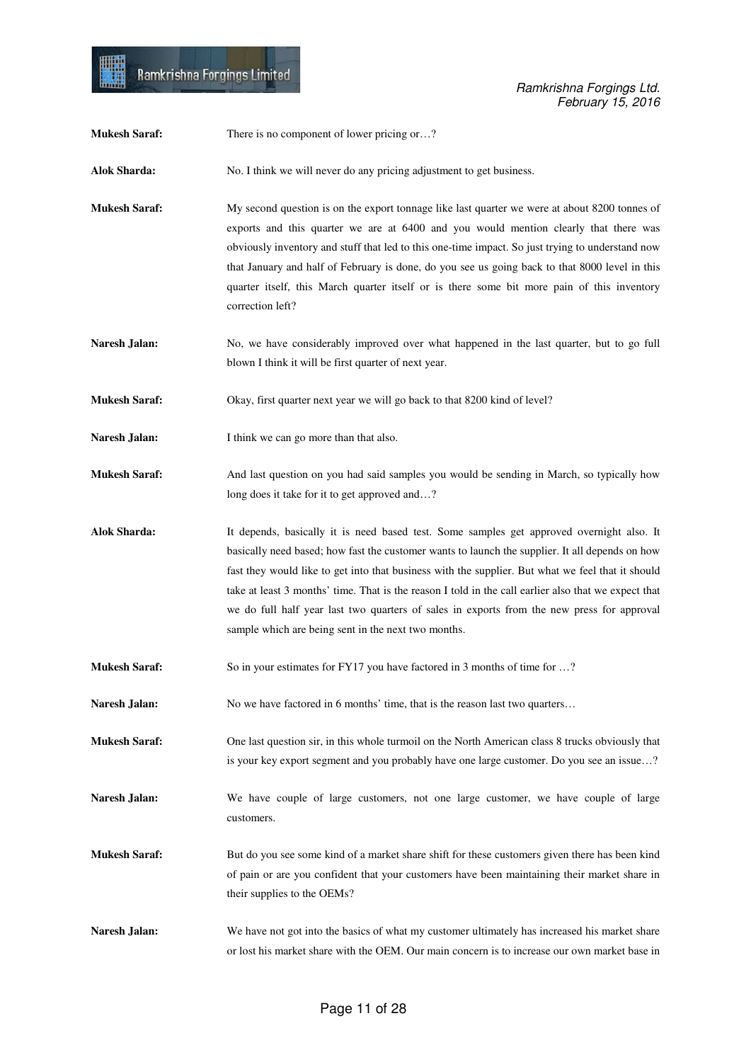**Mukesh Saraf:** There is no component of lower pricing or…?

**Alok Sharda:** No. I think we will never do any pricing adjustment to get business.

**Mukesh Saraf:** My second question is on the export tonnage like last quarter we were at about 8200 tonnes of exports and this quarter we are at 6400 and you would mention clearly that there was obviously inventory and stuff that led to this one-time impact. So just trying to understand now that January and half of February is done, do you see us going back to that 8000 level in this quarter itself, this March quarter itself or is there some bit more pain of this inventory correction left?

**Naresh Jalan:** No, we have considerably improved over what happened in the last quarter, but to go full blown I think it will be first quarter of next year.

**Mukesh Saraf:** Okay, first quarter next year we will go back to that 8200 kind of level?

**Naresh Jalan:** I think we can go more than that also.

**Mukesh Saraf:** And last question on you had said samples you would be sending in March, so typically how long does it take for it to get approved and…?

**Alok Sharda:** It depends, basically it is need based test. Some samples get approved overnight also. It basically need based; how fast the customer wants to launch the supplier. It all depends on how fast they would like to get into that business with the supplier. But what we feel that it should take at least 3 months' time. That is the reason I told in the call earlier also that we expect that we do full half year last two quarters of sales in exports from the new press for approval sample which are being sent in the next two months.

**Mukesh Saraf:** So in your estimates for FY17 you have factored in 3 months of time for …?

**Naresh Jalan:** No we have factored in 6 months' time, that is the reason last two quarters…

**Mukesh Saraf:** One last question sir, in this whole turmoil on the North American class 8 trucks obviously that is your key export segment and you probably have one large customer. Do you see an issue…?

**Naresh Jalan:** We have couple of large customers, not one large customer, we have couple of large customers.

**Mukesh Saraf:** But do you see some kind of a market share shift for these customers given there has been kind of pain or are you confident that your customers have been maintaining their market share in their supplies to the OEMs?

**Naresh Jalan:** We have not got into the basics of what my customer ultimately has increased his market share or lost his market share with the OEM. Our main concern is to increase our own market base in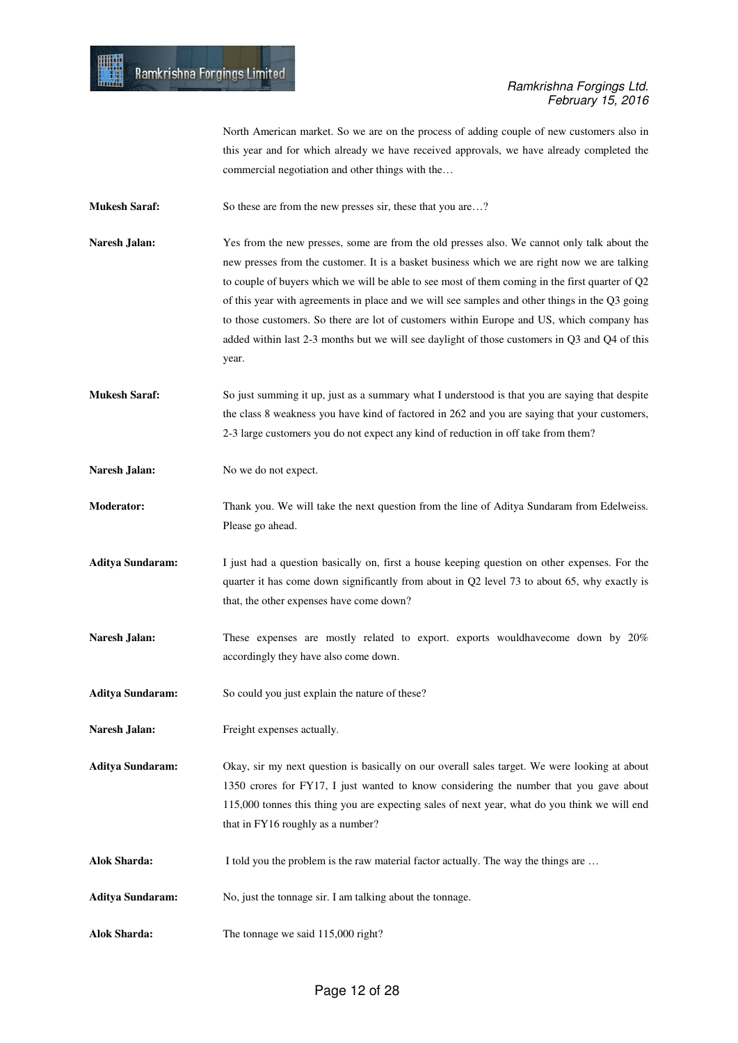North American market. So we are on the process of adding couple of new customers also in this year and for which already we have received approvals, we have already completed the commercial negotiation and other things with the…

**Mukesh Saraf:** So these are from the new presses sir, these that you are…?

**Naresh Jalan:** Yes from the new presses, some are from the old presses also. We cannot only talk about the new presses from the customer. It is a basket business which we are right now we are talking to couple of buyers which we will be able to see most of them coming in the first quarter of Q2 of this year with agreements in place and we will see samples and other things in the Q3 going to those customers. So there are lot of customers within Europe and US, which company has added within last 2-3 months but we will see daylight of those customers in Q3 and Q4 of this year.

**Mukesh Saraf:** So just summing it up, just as a summary what I understood is that you are saying that despite the class 8 weakness you have kind of factored in 262 and you are saying that your customers, 2-3 large customers you do not expect any kind of reduction in off take from them?

**Naresh Jalan:** No we do not expect.

**Moderator:** Thank you. We will take the next question from the line of Aditya Sundaram from Edelweiss. Please go ahead.

**Aditya Sundaram:** I just had a question basically on, first a house keeping question on other expenses. For the quarter it has come down significantly from about in Q2 level 73 to about 65, why exactly is that, the other expenses have come down?

**Naresh Jalan:** These expenses are mostly related to export. exports wouldhavecome down by 20% accordingly they have also come down.

**Aditya Sundaram:** So could you just explain the nature of these?

**Naresh Jalan:** Freight expenses actually.

**Aditya Sundaram:** Okay, sir my next question is basically on our overall sales target. We were looking at about 1350 crores for FY17, I just wanted to know considering the number that you gave about 115,000 tonnes this thing you are expecting sales of next year, what do you think we will end that in FY16 roughly as a number?

**Alok Sharda:** I told you the problem is the raw material factor actually. The way the things are …

**Aditya Sundaram:** No, just the tonnage sir. I am talking about the tonnage.

**Alok Sharda:** The tonnage we said 115,000 right?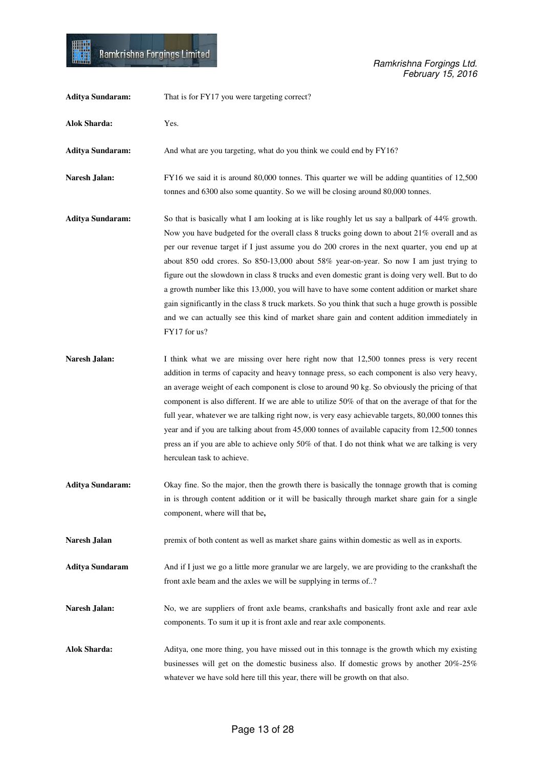**Aditya Sundaram:** That is for FY17 you were targeting correct?

**Alok Sharda:** Yes.

**Aditya Sundaram:** And what are you targeting, what do you think we could end by FY16?

**Naresh Jalan:** FY16 we said it is around 80,000 tonnes. This quarter we will be adding quantities of 12,500 tonnes and 6300 also some quantity. So we will be closing around 80,000 tonnes.

**Aditya Sundaram:** So that is basically what I am looking at is like roughly let us say a ballpark of 44% growth. Now you have budgeted for the overall class 8 trucks going down to about 21% overall and as per our revenue target if I just assume you do 200 crores in the next quarter, you end up at about 850 odd crores. So 850-13,000 about 58% year-on-year. So now I am just trying to figure out the slowdown in class 8 trucks and even domestic grant is doing very well. But to do a growth number like this 13,000, you will have to have some content addition or market share gain significantly in the class 8 truck markets. So you think that such a huge growth is possible and we can actually see this kind of market share gain and content addition immediately in FY17 for us?

**Naresh Jalan:** I think what we are missing over here right now that 12,500 tonnes press is very recent addition in terms of capacity and heavy tonnage press, so each component is also very heavy, an average weight of each component is close to around 90 kg. So obviously the pricing of that component is also different. If we are able to utilize 50% of that on the average of that for the full year, whatever we are talking right now, is very easy achievable targets, 80,000 tonnes this year and if you are talking about from 45,000 tonnes of available capacity from 12,500 tonnes press an if you are able to achieve only 50% of that. I do not think what we are talking is very herculean task to achieve.

**Aditya Sundaram:** Okay fine. So the major, then the growth there is basically the tonnage growth that is coming in is through content addition or it will be basically through market share gain for a single component, where will that be**,**

**Naresh Jalan** premix of both content as well as market share gains within domestic as well as in exports.

**Aditya Sundaram** And if I just we go a little more granular we are largely, we are providing to the crankshaft the front axle beam and the axles we will be supplying in terms of..?

**Naresh Jalan:** No, we are suppliers of front axle beams, crankshafts and basically front axle and rear axle components. To sum it up it is front axle and rear axle components.

**Alok Sharda:** Aditya, one more thing, you have missed out in this tonnage is the growth which my existing businesses will get on the domestic business also. If domestic grows by another 20%-25% whatever we have sold here till this year, there will be growth on that also.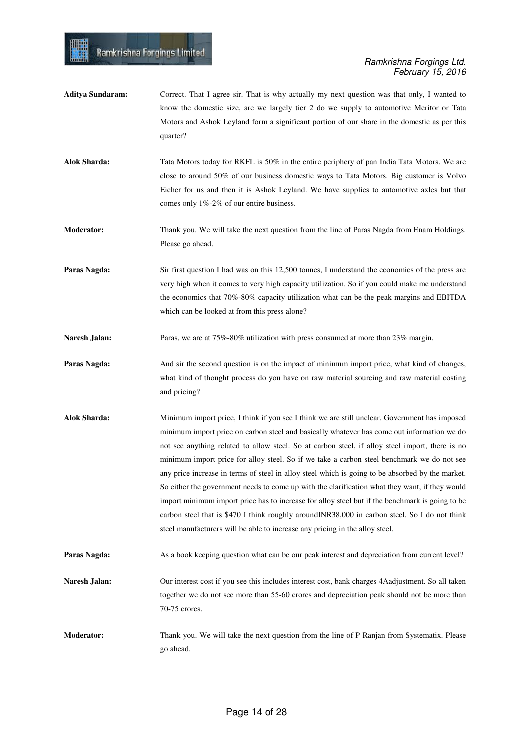**Aditya Sundaram:** Correct. That I agree sir. That is why actually my next question was that only, I wanted to know the domestic size, are we largely tier 2 do we supply to automotive Meritor or Tata Motors and Ashok Leyland form a significant portion of our share in the domestic as per this quarter?

**Alok Sharda:** Tata Motors today for RKFL is 50% in the entire periphery of pan India Tata Motors. We are close to around 50% of our business domestic ways to Tata Motors. Big customer is Volvo Eicher for us and then it is Ashok Leyland. We have supplies to automotive axles but that comes only 1%-2% of our entire business.

**Moderator:** Thank you. We will take the next question from the line of Paras Nagda from Enam Holdings. Please go ahead.

**Paras Nagda:** Sir first question I had was on this 12,500 tonnes, I understand the economics of the press are very high when it comes to very high capacity utilization. So if you could make me understand the economics that 70%-80% capacity utilization what can be the peak margins and EBITDA which can be looked at from this press alone?

**Naresh Jalan:** Paras, we are at 75%-80% utilization with press consumed at more than 23% margin.

**Paras Nagda:** And sir the second question is on the impact of minimum import price, what kind of changes, what kind of thought process do you have on raw material sourcing and raw material costing and pricing?

**Alok Sharda:** Minimum import price, I think if you see I think we are still unclear. Government has imposed minimum import price on carbon steel and basically whatever has come out information we do not see anything related to allow steel. So at carbon steel, if alloy steel import, there is no minimum import price for alloy steel. So if we take a carbon steel benchmark we do not see any price increase in terms of steel in alloy steel which is going to be absorbed by the market. So either the government needs to come up with the clarification what they want, if they would import minimum import price has to increase for alloy steel but if the benchmark is going to be carbon steel that is $470 I think roughly aroundINR38,000 in carbon steel. So I do not think steel manufacturers will be able to increase any pricing in the alloy steel.

**Paras Nagda:** As a book keeping question what can be our peak interest and depreciation from current level?

**Naresh Jalan:** Our interest cost if you see this includes interest cost, bank charges 4Aadjustment. So all taken together we do not see more than 55-60 crores and depreciation peak should not be more than 70-75 crores.

**Moderator:** Thank you. We will take the next question from the line of P Ranjan from Systematix. Please go ahead.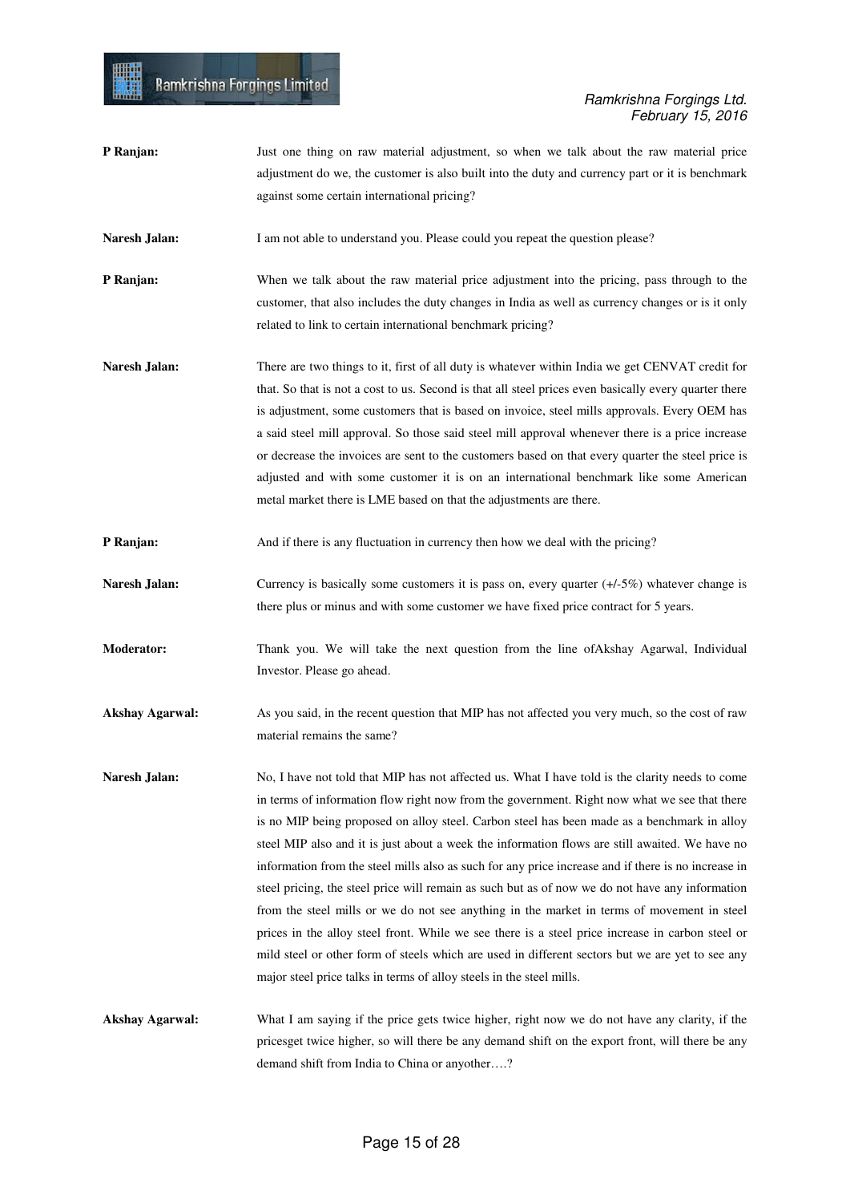**P Ranjan:** Just one thing on raw material adjustment, so when we talk about the raw material price adjustment do we, the customer is also built into the duty and currency part or it is benchmark against some certain international pricing?

**Naresh Jalan:** I am not able to understand you. Please could you repeat the question please?

**P Ranjan:** When we talk about the raw material price adjustment into the pricing, pass through to the customer, that also includes the duty changes in India as well as currency changes or is it only related to link to certain international benchmark pricing?

**Naresh Jalan:** There are two things to it, first of all duty is whatever within India we get CENVAT credit for that. So that is not a cost to us. Second is that all steel prices even basically every quarter there is adjustment, some customers that is based on invoice, steel mills approvals. Every OEM has a said steel mill approval. So those said steel mill approval whenever there is a price increase or decrease the invoices are sent to the customers based on that every quarter the steel price is adjusted and with some customer it is on an international benchmark like some American metal market there is LME based on that the adjustments are there.

**P Ranjan:** And if there is any fluctuation in currency then how we deal with the pricing?

**Naresh Jalan:** Currency is basically some customers it is pass on, every quarter (+/-5%) whatever change is there plus or minus and with some customer we have fixed price contract for 5 years.

**Moderator:** Thank you. We will take the next question from the line ofAkshay Agarwal, Individual Investor. Please go ahead.

**Akshay Agarwal:** As you said, in the recent question that MIP has not affected you very much, so the cost of raw material remains the same?

**Naresh Jalan:** No, I have not told that MIP has not affected us. What I have told is the clarity needs to come in terms of information flow right now from the government. Right now what we see that there is no MIP being proposed on alloy steel. Carbon steel has been made as a benchmark in alloy steel MIP also and it is just about a week the information flows are still awaited. We have no information from the steel mills also as such for any price increase and if there is no increase in steel pricing, the steel price will remain as such but as of now we do not have any information from the steel mills or we do not see anything in the market in terms of movement in steel prices in the alloy steel front. While we see there is a steel price increase in carbon steel or mild steel or other form of steels which are used in different sectors but we are yet to see any major steel price talks in terms of alloy steels in the steel mills.

**Akshay Agarwal:** What I am saying if the price gets twice higher, right now we do not have any clarity, if the pricesget twice higher, so will there be any demand shift on the export front, will there be any demand shift from India to China or anyother….?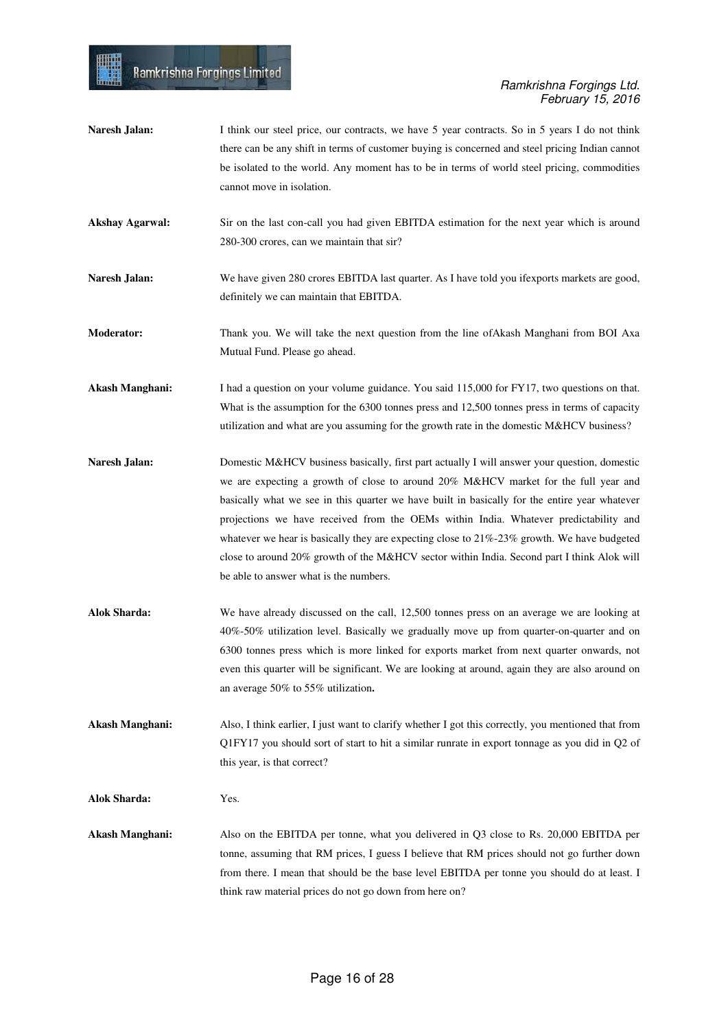**Naresh Jalan:** I think our steel price, our contracts, we have 5 year contracts. So in 5 years I do not think there can be any shift in terms of customer buying is concerned and steel pricing Indian cannot be isolated to the world. Any moment has to be in terms of world steel pricing, commodities cannot move in isolation.

**Akshay Agarwal:** Sir on the last con-call you had given EBITDA estimation for the next year which is around 280-300 crores, can we maintain that sir?

**Naresh Jalan:** We have given 280 crores EBITDA last quarter. As I have told you ifexports markets are good, definitely we can maintain that EBITDA.

**Moderator:** Thank you. We will take the next question from the line ofAkash Manghani from BOI Axa Mutual Fund. Please go ahead.

**Akash Manghani:** I had a question on your volume guidance. You said 115,000 for FY17, two questions on that. What is the assumption for the 6300 tonnes press and 12,500 tonnes press in terms of capacity utilization and what are you assuming for the growth rate in the domestic M&HCV business?

**Naresh Jalan:** Domestic M&HCV business basically, first part actually I will answer your question, domestic we are expecting a growth of close to around 20% M&HCV market for the full year and basically what we see in this quarter we have built in basically for the entire year whatever projections we have received from the OEMs within India. Whatever predictability and whatever we hear is basically they are expecting close to 21%-23% growth. We have budgeted close to around 20% growth of the M&HCV sector within India. Second part I think Alok will be able to answer what is the numbers.

**Alok Sharda:** We have already discussed on the call, 12,500 tonnes press on an average we are looking at 40%-50% utilization level. Basically we gradually move up from quarter-on-quarter and on 6300 tonnes press which is more linked for exports market from next quarter onwards, not even this quarter will be significant. We are looking at around, again they are also around on an average 50% to 55% utilization**.**

**Akash Manghani:** Also, I think earlier, I just want to clarify whether I got this correctly, you mentioned that from Q1FY17 you should sort of start to hit a similar runrate in export tonnage as you did in Q2 of this year, is that correct?

**Alok Sharda:** Yes.

**Akash Manghani:** Also on the EBITDA per tonne, what you delivered in Q3 close to Rs. 20,000 EBITDA per tonne, assuming that RM prices, I guess I believe that RM prices should not go further down from there. I mean that should be the base level EBITDA per tonne you should do at least. I think raw material prices do not go down from here on?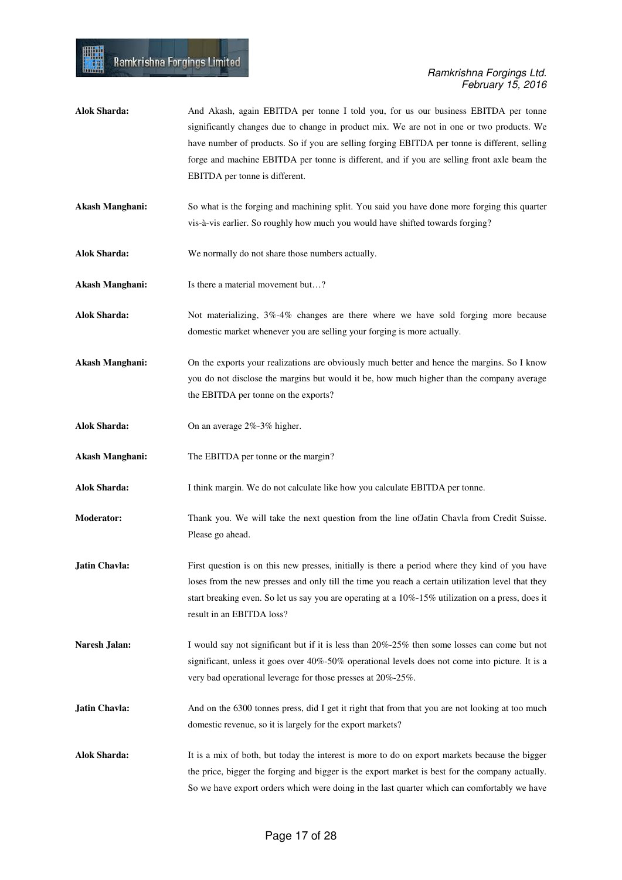**Alok Sharda:** And Akash, again EBITDA per tonne I told you, for us our business EBITDA per tonne significantly changes due to change in product mix. We are not in one or two products. We have number of products. So if you are selling forging EBITDA per tonne is different, selling forge and machine EBITDA per tonne is different, and if you are selling front axle beam the EBITDA per tonne is different.

**Akash Manghani:** So what is the forging and machining split. You said you have done more forging this quarter vis-à-vis earlier. So roughly how much you would have shifted towards forging?

**Alok Sharda:** We normally do not share those numbers actually.

**Akash Manghani:** Is there a material movement but…?

**Alok Sharda:** Not materializing, 3%-4% changes are there where we have sold forging more because domestic market whenever you are selling your forging is more actually.

**Akash Manghani:** On the exports your realizations are obviously much better and hence the margins. So I know you do not disclose the margins but would it be, how much higher than the company average the EBITDA per tonne on the exports?

**Alok Sharda:** On an average 2%-3% higher.

**Akash Manghani:** The EBITDA per tonne or the margin?

**Alok Sharda:** I think margin. We do not calculate like how you calculate EBITDA per tonne.

**Moderator:** Thank you. We will take the next question from the line ofJatin Chavla from Credit Suisse. Please go ahead.

**Jatin Chavla:** First question is on this new presses, initially is there a period where they kind of you have loses from the new presses and only till the time you reach a certain utilization level that they start breaking even. So let us say you are operating at a 10%-15% utilization on a press, does it result in an EBITDA loss?

**Naresh Jalan:** I would say not significant but if it is less than 20%-25% then some losses can come but not significant, unless it goes over 40%-50% operational levels does not come into picture. It is a very bad operational leverage for those presses at 20%-25%.

**Jatin Chavla:** And on the 6300 tonnes press, did I get it right that from that you are not looking at too much domestic revenue, so it is largely for the export markets?

**Alok Sharda:** It is a mix of both, but today the interest is more to do on export markets because the bigger the price, bigger the forging and bigger is the export market is best for the company actually. So we have export orders which were doing in the last quarter which can comfortably we have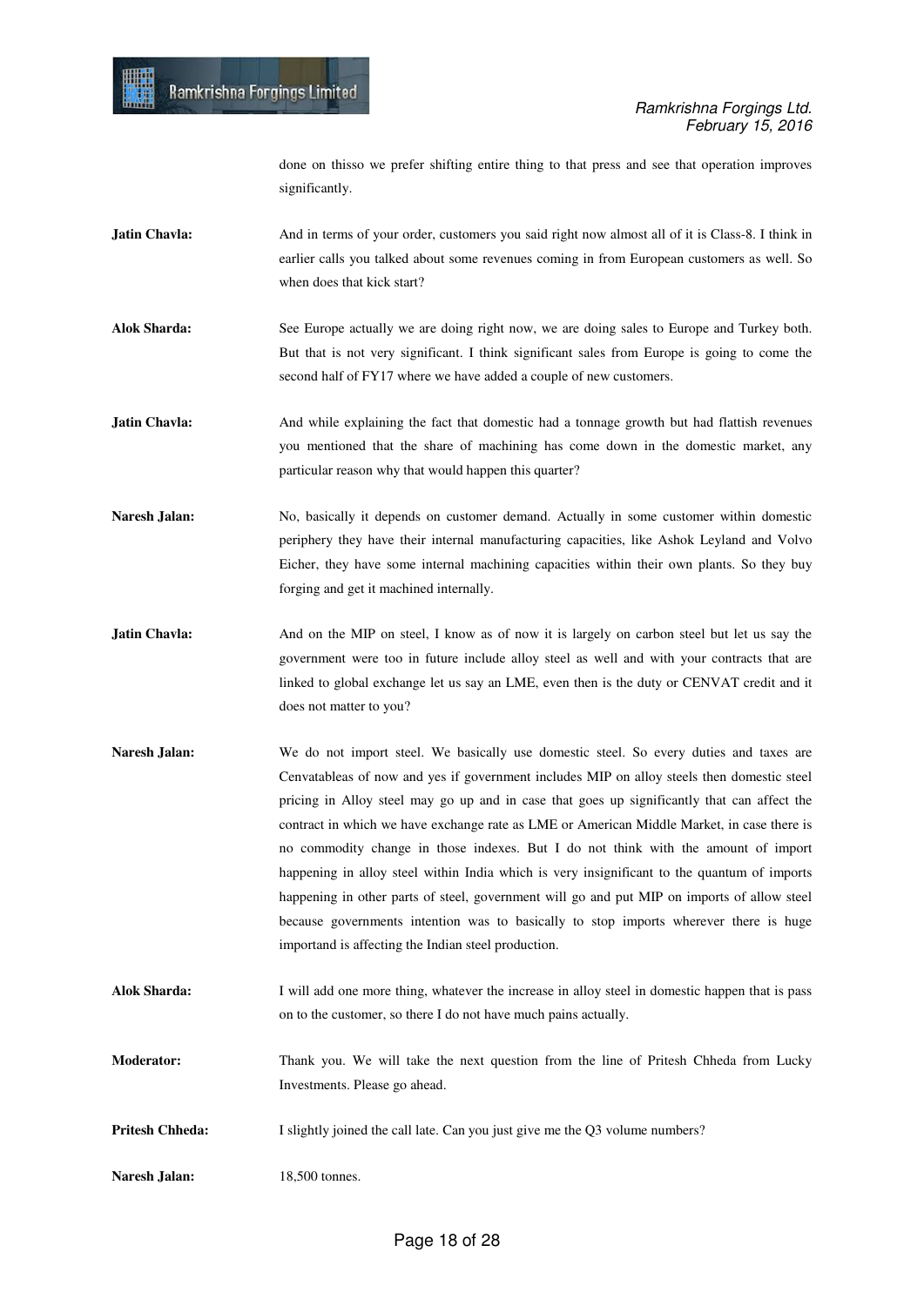done on thisso we prefer shifting entire thing to that press and see that operation improves significantly.

**Jatin Chavla:** And in terms of your order, customers you said right now almost all of it is Class-8. I think in earlier calls you talked about some revenues coming in from European customers as well. So when does that kick start?

**Alok Sharda:** See Europe actually we are doing right now, we are doing sales to Europe and Turkey both. But that is not very significant. I think significant sales from Europe is going to come the second half of FY17 where we have added a couple of new customers.

**Jatin Chavla:** And while explaining the fact that domestic had a tonnage growth but had flattish revenues you mentioned that the share of machining has come down in the domestic market, any particular reason why that would happen this quarter?

**Naresh Jalan:** No, basically it depends on customer demand. Actually in some customer within domestic periphery they have their internal manufacturing capacities, like Ashok Leyland and Volvo Eicher, they have some internal machining capacities within their own plants. So they buy forging and get it machined internally.

**Jatin Chavla:** And on the MIP on steel, I know as of now it is largely on carbon steel but let us say the government were too in future include alloy steel as well and with your contracts that are linked to global exchange let us say an LME, even then is the duty or CENVAT credit and it does not matter to you?

**Naresh Jalan:** We do not import steel. We basically use domestic steel. So every duties and taxes are Cenvatableas of now and yes if government includes MIP on alloy steels then domestic steel pricing in Alloy steel may go up and in case that goes up significantly that can affect the contract in which we have exchange rate as LME or American Middle Market, in case there is no commodity change in those indexes. But I do not think with the amount of import happening in alloy steel within India which is very insignificant to the quantum of imports happening in other parts of steel, government will go and put MIP on imports of allow steel because governments intention was to basically to stop imports wherever there is huge importand is affecting the Indian steel production.

**Alok Sharda:** I will add one more thing, whatever the increase in alloy steel in domestic happen that is pass on to the customer, so there I do not have much pains actually.

**Moderator:** Thank you. We will take the next question from the line of Pritesh Chheda from Lucky Investments. Please go ahead.

**Pritesh Chheda:** I slightly joined the call late. Can you just give me the Q3 volume numbers?

**Naresh Jalan:** 18,500 tonnes.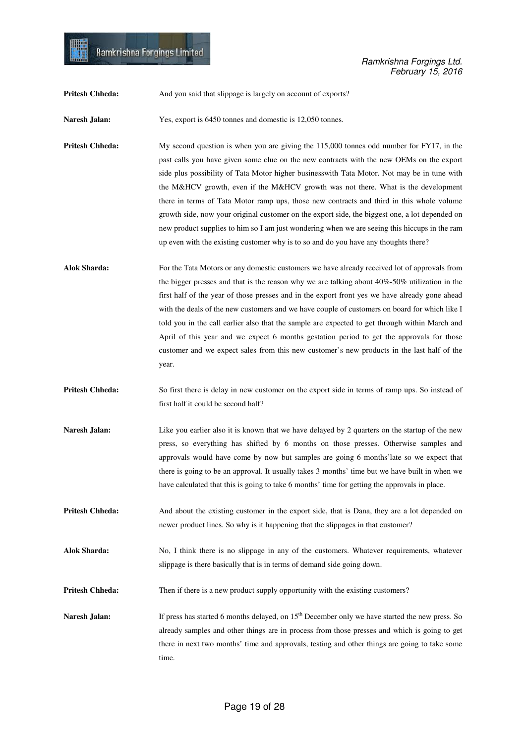**Pritesh Chheda:** And you said that slippage is largely on account of exports?

**Naresh Jalan:** Yes, export is 6450 tonnes and domestic is 12,050 tonnes.

**Pritesh Chheda:** My second question is when you are giving the 115,000 tonnes odd number for FY17, in the past calls you have given some clue on the new contracts with the new OEMs on the export side plus possibility of Tata Motor higher businesswith Tata Motor. Not may be in tune with the M&HCV growth, even if the M&HCV growth was not there. What is the development there in terms of Tata Motor ramp ups, those new contracts and third in this whole volume growth side, now your original customer on the export side, the biggest one, a lot depended on new product supplies to him so I am just wondering when we are seeing this hiccup in the ram up even with the existing customer why is to so and do you have any thoughts there?

**Alok Sharda:** For the Tata Motors or any domestic customers we have already received lot of approvals from the bigger presses and that is the reason why we are talking about 40%-50% utilization in the first half of the year of those presses and in the export front yes we have already gone ahead with the deals of the new customers and we have couple of customers on board for which like I told you in the call earlier also that the sample are expected to get through within March and April of this year and we expect 6 months gestation period to get the approvals for those customer and we expect sales from this new customer's new products in the last half of the year.

**Pritesh Chheda:** So first there is delay in new customer on the export side in terms of ramp ups. So instead of first half it could be second half?

**Naresh Jalan:** Like you earlier also it is known that we have delayed by 2 quarters on the startup of the new press, so everything has shifted by 6 months on those presses. Otherwise samples and approvals would have come by now but samples are going 6 months'late so we expect that there is going to be an approval. It usually takes 3 months' time but we have built in when we have calculated that this is going to take 6 months' time for getting the approvals in place.

**Pritesh Chheda:** And about the existing customer in the export side, that is Dana, they are a lot depended on newer product lines. So why is it happening that the slippages in that customer?

**Alok Sharda:** No, I think there is no slippage in any of the customers. Whatever requirements, whatever slippage is there basically that is in terms of demand side going down.

**Pritesh Chheda:** Then if there is a new product supply opportunity with the existing customers?

**Naresh Jalan:** If press has started 6 months delayed, on 15th December only we have started the new press. So already samples and other things are in process from those presses and which is going to get there in next two months' time and approvals, testing and other things are going to take some time.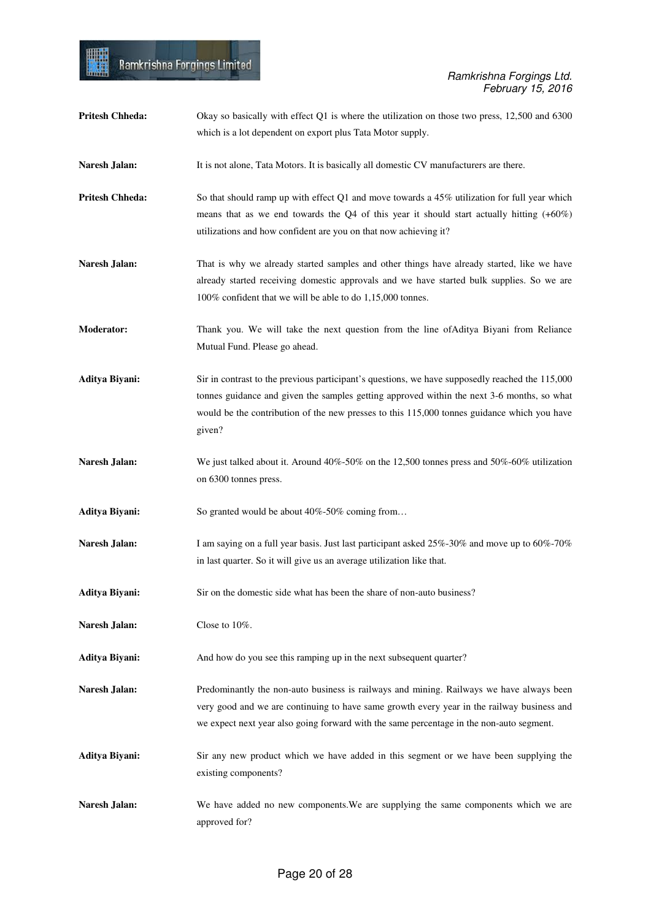**Pritesh Chheda:** Okay so basically with effect Q1 is where the utilization on those two press, 12,500 and 6300 which is a lot dependent on export plus Tata Motor supply.

**Naresh Jalan:** It is not alone, Tata Motors. It is basically all domestic CV manufacturers are there.

**Pritesh Chheda:** So that should ramp up with effect Q1 and move towards a 45% utilization for full year which means that as we end towards the Q4 of this year it should start actually hitting (+60%) utilizations and how confident are you on that now achieving it?

**Naresh Jalan:** That is why we already started samples and other things have already started, like we have already started receiving domestic approvals and we have started bulk supplies. So we are 100% confident that we will be able to do 1,15,000 tonnes.

**Moderator:** Thank you. We will take the next question from the line ofAditya Biyani from Reliance Mutual Fund. Please go ahead.

**Aditya Biyani:** Sir in contrast to the previous participant's questions, we have supposedly reached the 115,000 tonnes guidance and given the samples getting approved within the next 3-6 months, so what would be the contribution of the new presses to this 115,000 tonnes guidance which you have given?

**Naresh Jalan:** We just talked about it. Around 40%-50% on the 12,500 tonnes press and 50%-60% utilization on 6300 tonnes press.

**Aditya Biyani:** So granted would be about 40%-50% coming from…

**Naresh Jalan:** I am saying on a full year basis. Just last participant asked 25%-30% and move up to 60%-70% in last quarter. So it will give us an average utilization like that.

**Aditya Biyani:** Sir on the domestic side what has been the share of non-auto business?

**Naresh Jalan:** Close to 10%.

**Aditya Biyani:** And how do you see this ramping up in the next subsequent quarter?

**Naresh Jalan:** Predominantly the non-auto business is railways and mining. Railways we have always been very good and we are continuing to have same growth every year in the railway business and we expect next year also going forward with the same percentage in the non-auto segment.

**Aditya Biyani:** Sir any new product which we have added in this segment or we have been supplying the existing components?

**Naresh Jalan:** We have added no new components.We are supplying the same components which we are approved for?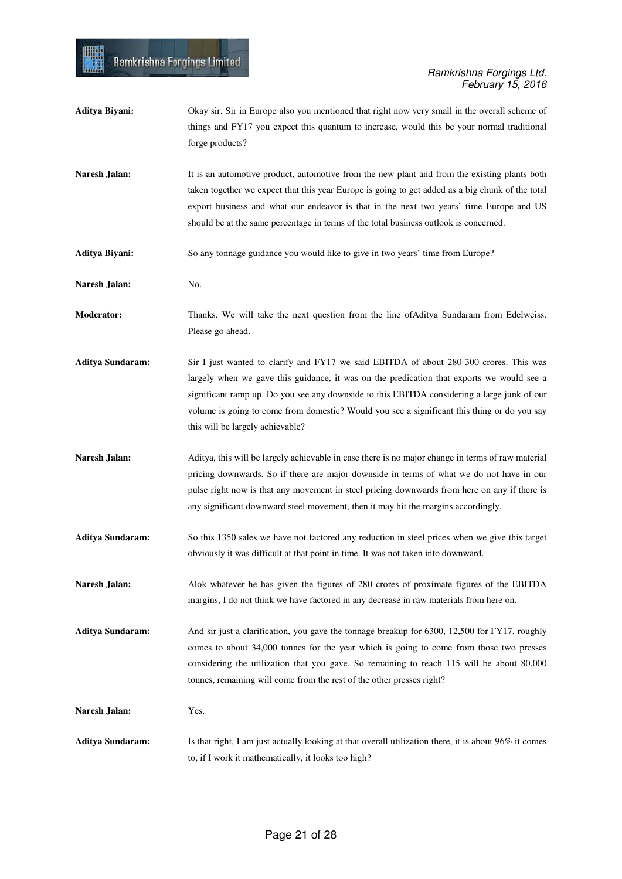**Aditya Biyani:** Okay sir. Sir in Europe also you mentioned that right now very small in the overall scheme of things and FY17 you expect this quantum to increase, would this be your normal traditional forge products?

**Naresh Jalan:** It is an automotive product, automotive from the new plant and from the existing plants both taken together we expect that this year Europe is going to get added as a big chunk of the total export business and what our endeavor is that in the next two years' time Europe and US should be at the same percentage in terms of the total business outlook is concerned.

**Aditya Biyani:** So any tonnage guidance you would like to give in two years' time from Europe?

**Naresh Jalan:** No.

**Moderator:** Thanks. We will take the next question from the line ofAditya Sundaram from Edelweiss. Please go ahead.

**Aditya Sundaram:** Sir I just wanted to clarify and FY17 we said EBITDA of about 280-300 crores. This was largely when we gave this guidance, it was on the predication that exports we would see a significant ramp up. Do you see any downside to this EBITDA considering a large junk of our volume is going to come from domestic? Would you see a significant this thing or do you say this will be largely achievable?

**Naresh Jalan:** Aditya, this will be largely achievable in case there is no major change in terms of raw material pricing downwards. So if there are major downside in terms of what we do not have in our pulse right now is that any movement in steel pricing downwards from here on any if there is any significant downward steel movement, then it may hit the margins accordingly.

**Aditya Sundaram:** So this 1350 sales we have not factored any reduction in steel prices when we give this target obviously it was difficult at that point in time. It was not taken into downward.

**Naresh Jalan:** Alok whatever he has given the figures of 280 crores of proximate figures of the EBITDA margins, I do not think we have factored in any decrease in raw materials from here on.

**Aditya Sundaram:** And sir just a clarification, you gave the tonnage breakup for 6300, 12,500 for FY17, roughly comes to about 34,000 tonnes for the year which is going to come from those two presses considering the utilization that you gave. So remaining to reach 115 will be about 80,000 tonnes, remaining will come from the rest of the other presses right?

**Naresh Jalan:** Yes.

**Aditya Sundaram:** Is that right, I am just actually looking at that overall utilization there, it is about 96% it comes to, if I work it mathematically, it looks too high?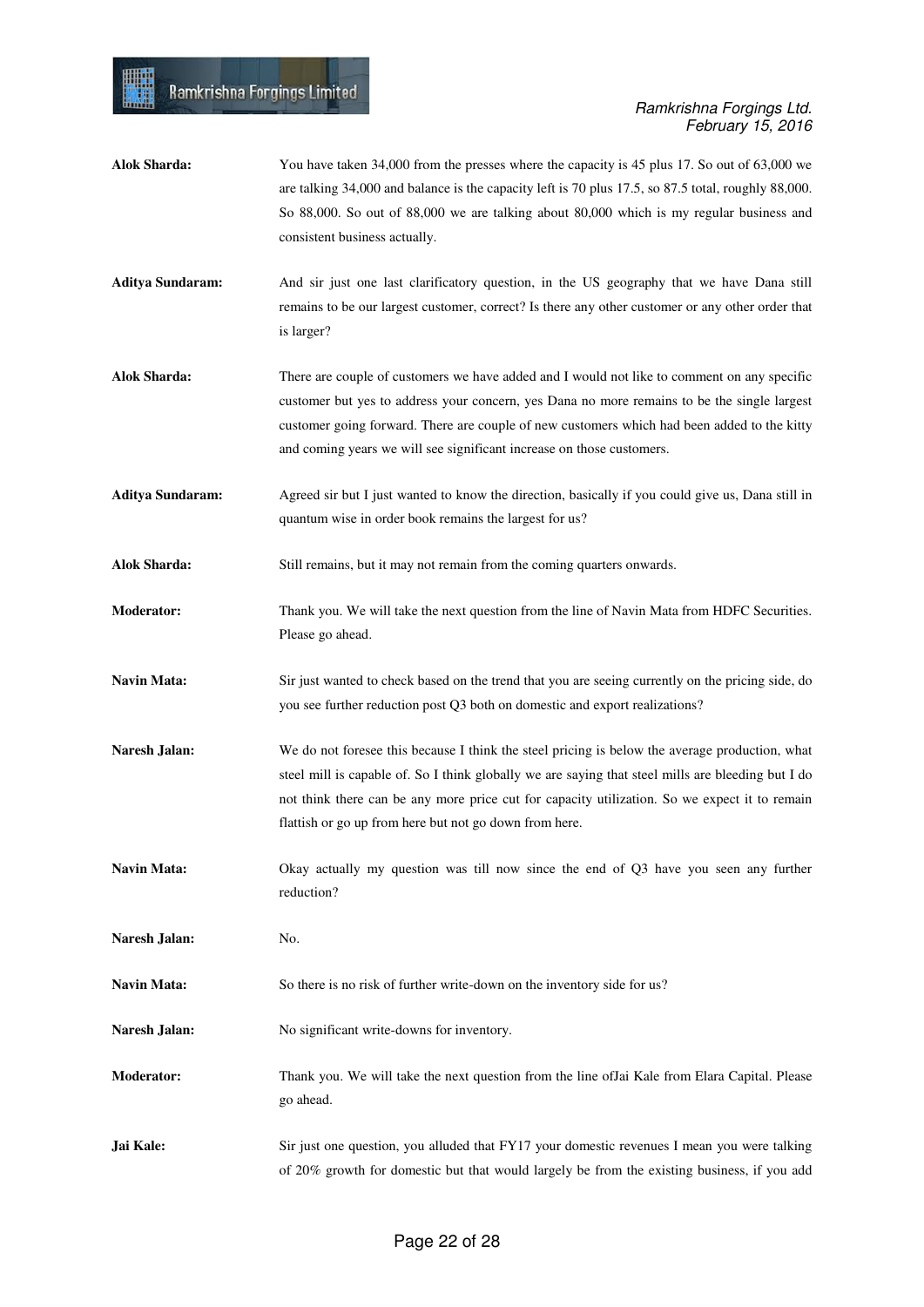**Alok Sharda:** You have taken 34,000 from the presses where the capacity is 45 plus 17. So out of 63,000 we are talking 34,000 and balance is the capacity left is 70 plus 17.5, so 87.5 total, roughly 88,000. So 88,000. So out of 88,000 we are talking about 80,000 which is my regular business and consistent business actually.

**Aditya Sundaram:** And sir just one last clarificatory question, in the US geography that we have Dana still remains to be our largest customer, correct? Is there any other customer or any other order that is larger?

**Alok Sharda:** There are couple of customers we have added and I would not like to comment on any specific customer but yes to address your concern, yes Dana no more remains to be the single largest customer going forward. There are couple of new customers which had been added to the kitty and coming years we will see significant increase on those customers.

**Aditya Sundaram:** Agreed sir but I just wanted to know the direction, basically if you could give us, Dana still in quantum wise in order book remains the largest for us?

**Alok Sharda:** Still remains, but it may not remain from the coming quarters onwards.

**Moderator:** Thank you. We will take the next question from the line of Navin Mata from HDFC Securities. Please go ahead.

**Navin Mata:** Sir just wanted to check based on the trend that you are seeing currently on the pricing side, do you see further reduction post Q3 both on domestic and export realizations?

**Naresh Jalan:** We do not foresee this because I think the steel pricing is below the average production, what steel mill is capable of. So I think globally we are saying that steel mills are bleeding but I do not think there can be any more price cut for capacity utilization. So we expect it to remain flattish or go up from here but not go down from here.

**Navin Mata:** Okay actually my question was till now since the end of Q3 have you seen any further reduction?

**Naresh Jalan:** No.

**Navin Mata:** So there is no risk of further write-down on the inventory side for us?

**Naresh Jalan:** No significant write-downs for inventory.

**Moderator:** Thank you. We will take the next question from the line ofJai Kale from Elara Capital. Please go ahead.

**Jai Kale:** Sir just one question, you alluded that FY17 your domestic revenues I mean you were talking of 20% growth for domestic but that would largely be from the existing business, if you add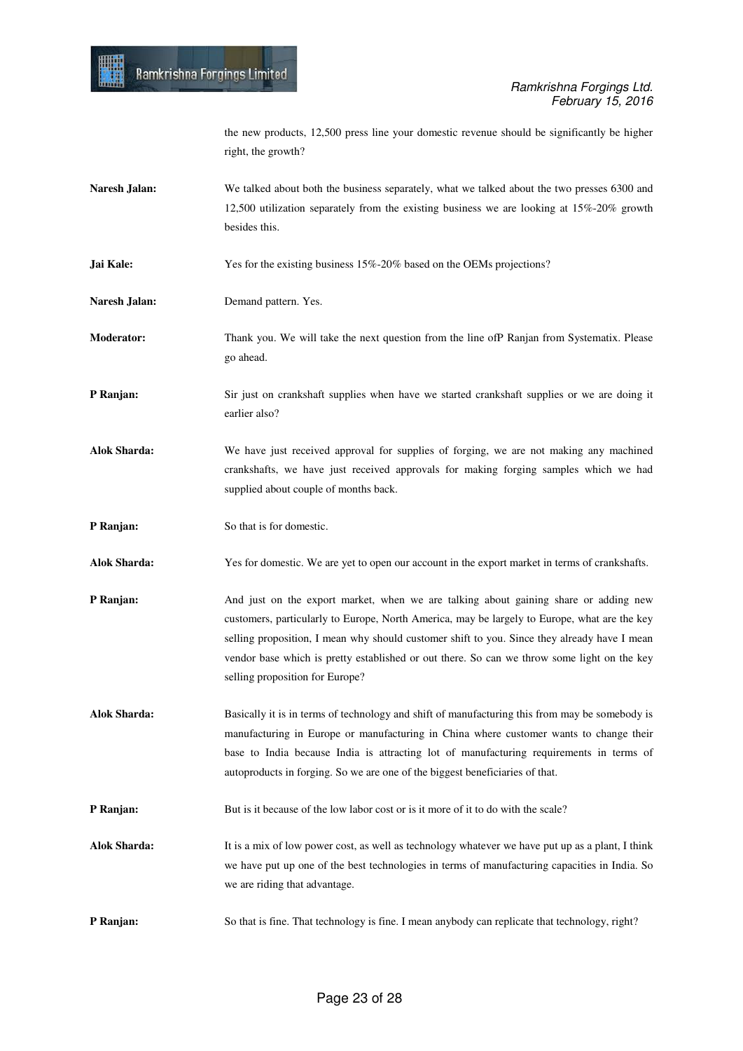the new products, 12,500 press line your domestic revenue should be significantly be higher right, the growth?

**Naresh Jalan:** We talked about both the business separately, what we talked about the two presses 6300 and 12,500 utilization separately from the existing business we are looking at 15%-20% growth besides this.

**Jai Kale:** Yes for the existing business 15%-20% based on the OEMs projections?

**Naresh Jalan:** Demand pattern. Yes.

**Moderator:** Thank you. We will take the next question from the line ofP Ranjan from Systematix. Please go ahead.

**P Ranjan:** Sir just on crankshaft supplies when have we started crankshaft supplies or we are doing it earlier also?

**Alok Sharda:** We have just received approval for supplies of forging, we are not making any machined crankshafts, we have just received approvals for making forging samples which we had supplied about couple of months back.

**P Ranjan:** So that is for domestic.

**Alok Sharda:** Yes for domestic. We are yet to open our account in the export market in terms of crankshafts.

**P Ranjan:** And just on the export market, when we are talking about gaining share or adding new customers, particularly to Europe, North America, may be largely to Europe, what are the key selling proposition, I mean why should customer shift to you. Since they already have I mean vendor base which is pretty established or out there. So can we throw some light on the key selling proposition for Europe?

**Alok Sharda:** Basically it is in terms of technology and shift of manufacturing this from may be somebody is manufacturing in Europe or manufacturing in China where customer wants to change their base to India because India is attracting lot of manufacturing requirements in terms of autoproducts in forging. So we are one of the biggest beneficiaries of that.

**P Ranjan:** But is it because of the low labor cost or is it more of it to do with the scale?

**Alok Sharda:** It is a mix of low power cost, as well as technology whatever we have put up as a plant, I think we have put up one of the best technologies in terms of manufacturing capacities in India. So we are riding that advantage.

**P Ranjan:** So that is fine. That technology is fine. I mean anybody can replicate that technology, right?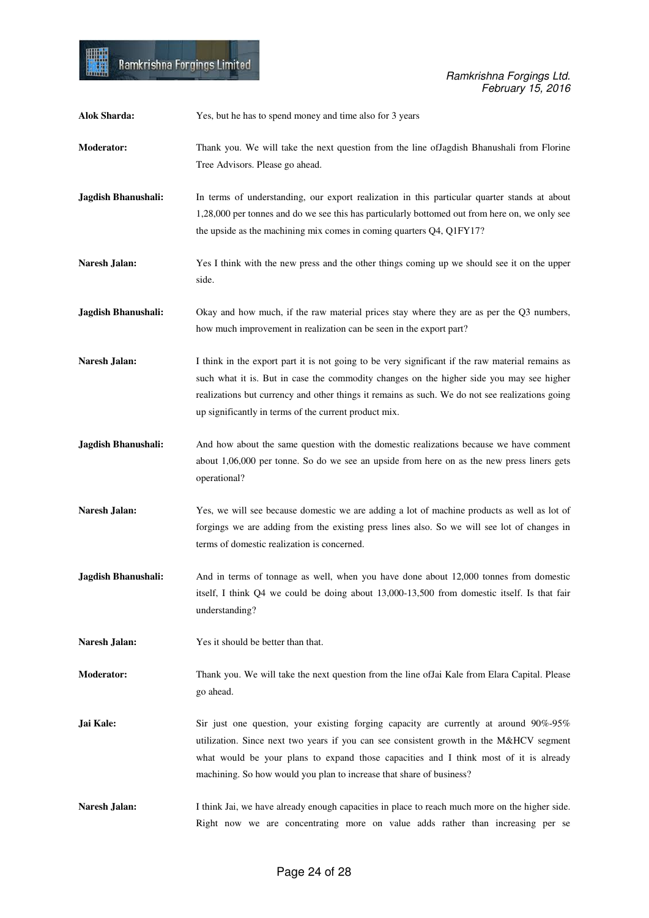**Alok Sharda:** Yes, but he has to spend money and time also for 3 years

**Moderator:** Thank you. We will take the next question from the line ofJagdish Bhanushali from Florine Tree Advisors. Please go ahead.

**Jagdish Bhanushali:** In terms of understanding, our export realization in this particular quarter stands at about 1,28,000 per tonnes and do we see this has particularly bottomed out from here on, we only see the upside as the machining mix comes in coming quarters Q4, Q1FY17?

**Naresh Jalan:** Yes I think with the new press and the other things coming up we should see it on the upper side.

**Jagdish Bhanushali:** Okay and how much, if the raw material prices stay where they are as per the Q3 numbers, how much improvement in realization can be seen in the export part?

**Naresh Jalan:** I think in the export part it is not going to be very significant if the raw material remains as such what it is. But in case the commodity changes on the higher side you may see higher realizations but currency and other things it remains as such. We do not see realizations going up significantly in terms of the current product mix.

**Jagdish Bhanushali:** And how about the same question with the domestic realizations because we have comment about 1,06,000 per tonne. So do we see an upside from here on as the new press liners gets operational?

**Naresh Jalan:** Yes, we will see because domestic we are adding a lot of machine products as well as lot of forgings we are adding from the existing press lines also. So we will see lot of changes in terms of domestic realization is concerned.

**Jagdish Bhanushali:** And in terms of tonnage as well, when you have done about 12,000 tonnes from domestic itself, I think Q4 we could be doing about 13,000-13,500 from domestic itself. Is that fair understanding?

**Naresh Jalan:** Yes it should be better than that.

**Moderator:** Thank you. We will take the next question from the line ofJai Kale from Elara Capital. Please go ahead.

**Jai Kale:** Sir just one question, your existing forging capacity are currently at around 90%-95% utilization. Since next two years if you can see consistent growth in the M&HCV segment what would be your plans to expand those capacities and I think most of it is already machining. So how would you plan to increase that share of business?

**Naresh Jalan:** I think Jai, we have already enough capacities in place to reach much more on the higher side. Right now we are concentrating more on value adds rather than increasing per se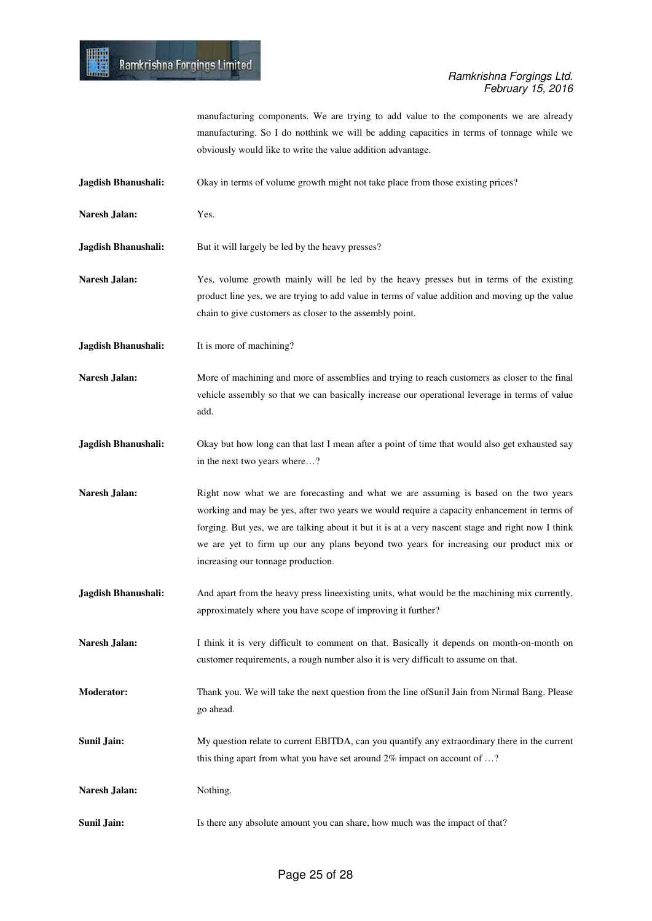manufacturing components. We are trying to add value to the components we are already manufacturing. So I do notthink we will be adding capacities in terms of tonnage while we obviously would like to write the value addition advantage.

**Jagdish Bhanushali:** Okay in terms of volume growth might not take place from those existing prices?

**Naresh Jalan:** Yes.

**Jagdish Bhanushali:** But it will largely be led by the heavy presses?

**Naresh Jalan:** Yes, volume growth mainly will be led by the heavy presses but in terms of the existing product line yes, we are trying to add value in terms of value addition and moving up the value chain to give customers as closer to the assembly point.

**Jagdish Bhanushali:** It is more of machining?

**Naresh Jalan:** More of machining and more of assemblies and trying to reach customers as closer to the final vehicle assembly so that we can basically increase our operational leverage in terms of value add.

**Jagdish Bhanushali:** Okay but how long can that last I mean after a point of time that would also get exhausted say in the next two years where…?

**Naresh Jalan:** Right now what we are forecasting and what we are assuming is based on the two years working and may be yes, after two years we would require a capacity enhancement in terms of forging. But yes, we are talking about it but it is at a very nascent stage and right now I think we are yet to firm up our any plans beyond two years for increasing our product mix or increasing our tonnage production.

**Jagdish Bhanushali:** And apart from the heavy press lineexisting units, what would be the machining mix currently, approximately where you have scope of improving it further?

**Naresh Jalan:** I think it is very difficult to comment on that. Basically it depends on month-on-month on customer requirements, a rough number also it is very difficult to assume on that.

**Moderator:** Thank you. We will take the next question from the line ofSunil Jain from Nirmal Bang. Please go ahead.

**Sunil Jain:** My question relate to current EBITDA, can you quantify any extraordinary there in the current this thing apart from what you have set around 2% impact on account of …?

**Naresh Jalan:** Nothing.

**Sunil Jain:** Is there any absolute amount you can share, how much was the impact of that?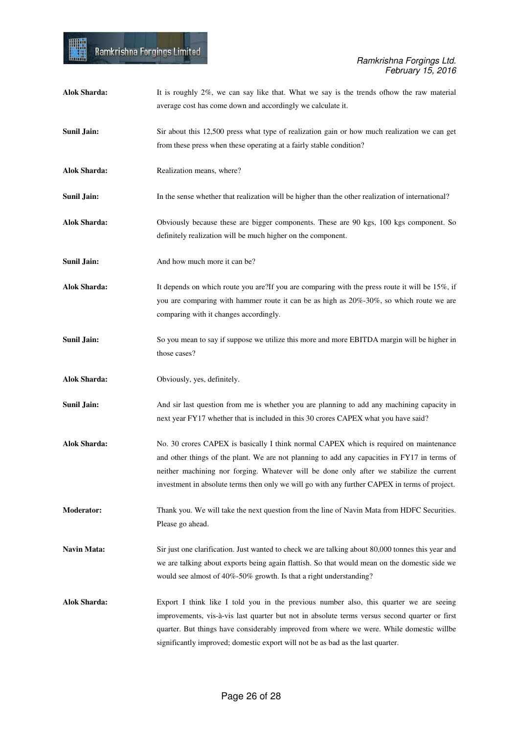**Alok Sharda:** It is roughly 2%, we can say like that. What we say is the trends ofhow the raw material average cost has come down and accordingly we calculate it.

**Sunil Jain:** Sir about this 12,500 press what type of realization gain or how much realization we can get from these press when these operating at a fairly stable condition?

**Alok Sharda:** Realization means, where?

**Sunil Jain:** In the sense whether that realization will be higher than the other realization of international?

**Alok Sharda:** Obviously because these are bigger components. These are 90 kgs, 100 kgs component. So definitely realization will be much higher on the component.

**Sunil Jain:** And how much more it can be?

**Alok Sharda:** It depends on which route you are?If you are comparing with the press route it will be 15%, if you are comparing with hammer route it can be as high as 20%-30%, so which route we are comparing with it changes accordingly.

**Sunil Jain:** So you mean to say if suppose we utilize this more and more EBITDA margin will be higher in those cases?

**Alok Sharda:** Obviously, yes, definitely.

**Sunil Jain:** And sir last question from me is whether you are planning to add any machining capacity in next year FY17 whether that is included in this 30 crores CAPEX what you have said?

**Alok Sharda:** No. 30 crores CAPEX is basically I think normal CAPEX which is required on maintenance and other things of the plant. We are not planning to add any capacities in FY17 in terms of neither machining nor forging. Whatever will be done only after we stabilize the current investment in absolute terms then only we will go with any further CAPEX in terms of project.

**Moderator:** Thank you. We will take the next question from the line of Navin Mata from HDFC Securities. Please go ahead.

**Navin Mata:** Sir just one clarification. Just wanted to check we are talking about 80,000 tonnes this year and we are talking about exports being again flattish. So that would mean on the domestic side we would see almost of 40%-50% growth. Is that a right understanding?

**Alok Sharda:** Export I think like I told you in the previous number also, this quarter we are seeing improvements, vis-à-vis last quarter but not in absolute terms versus second quarter or first quarter. But things have considerably improved from where we were. While domestic willbe significantly improved; domestic export will not be as bad as the last quarter.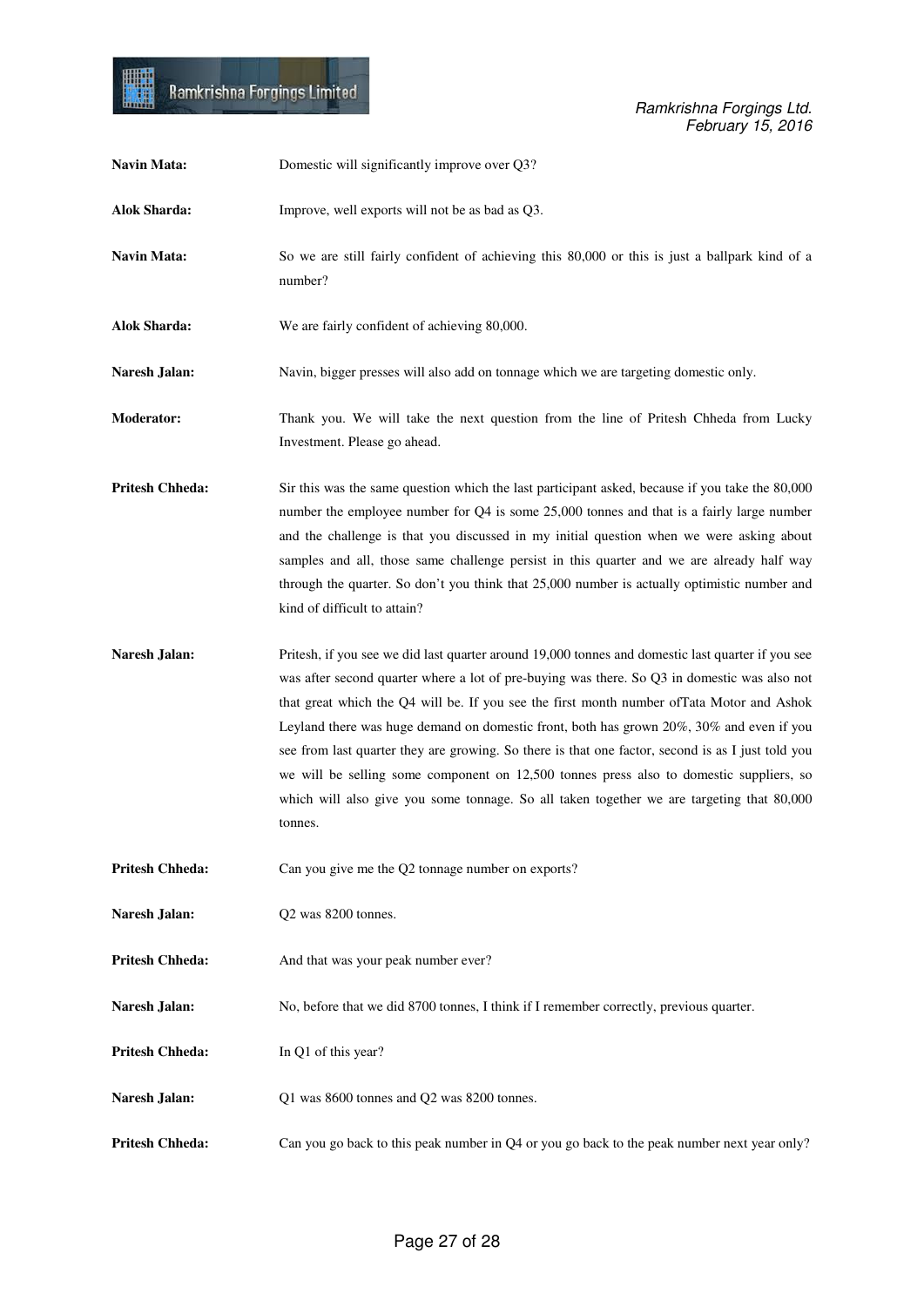**Navin Mata:** Domestic will significantly improve over Q3?

**Alok Sharda:** Improve, well exports will not be as bad as Q3.

**Navin Mata:** So we are still fairly confident of achieving this 80,000 or this is just a ballpark kind of a number?

**Alok Sharda:** We are fairly confident of achieving 80,000.

**Naresh Jalan:** Navin, bigger presses will also add on tonnage which we are targeting domestic only.

**Moderator:** Thank you. We will take the next question from the line of Pritesh Chheda from Lucky Investment. Please go ahead.

**Pritesh Chheda:** Sir this was the same question which the last participant asked, because if you take the 80,000 number the employee number for Q4 is some 25,000 tonnes and that is a fairly large number and the challenge is that you discussed in my initial question when we were asking about samples and all, those same challenge persist in this quarter and we are already half way through the quarter. So don't you think that 25,000 number is actually optimistic number and kind of difficult to attain?

**Naresh Jalan:** Pritesh, if you see we did last quarter around 19,000 tonnes and domestic last quarter if you see was after second quarter where a lot of pre-buying was there. So Q3 in domestic was also not that great which the Q4 will be. If you see the first month number ofTata Motor and Ashok Leyland there was huge demand on domestic front, both has grown 20%, 30% and even if you see from last quarter they are growing. So there is that one factor, second is as I just told you we will be selling some component on 12,500 tonnes press also to domestic suppliers, so which will also give you some tonnage. So all taken together we are targeting that 80,000 tonnes.

**Pritesh Chheda:** Can you give me the Q2 tonnage number on exports?

**Naresh Jalan:** Q2 was 8200 tonnes.

**Pritesh Chheda:** And that was your peak number ever?

**Naresh Jalan:** No, before that we did 8700 tonnes, I think if I remember correctly, previous quarter.

**Pritesh Chheda:** In Q1 of this year?

**Naresh Jalan:** Q1 was 8600 tonnes and Q2 was 8200 tonnes.

**Pritesh Chheda:** Can you go back to this peak number in Q4 or you go back to the peak number next year only?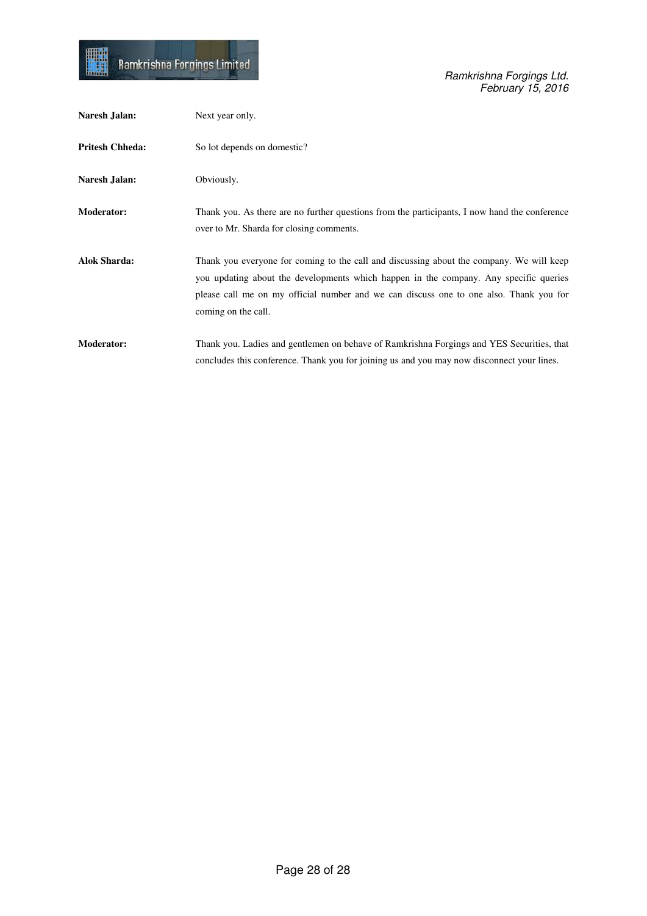**Naresh Jalan:** Next year only.

**Pritesh Chheda:** So lot depends on domestic?

**Naresh Jalan:** Obviously.

**Moderator:** Thank you. As there are no further questions from the participants, I now hand the conference over to Mr. Sharda for closing comments.

**Alok Sharda:** Thank you everyone for coming to the call and discussing about the company. We will keep you updating about the developments which happen in the company. Any specific queries please call me on my official number and we can discuss one to one also. Thank you for coming on the call.

**Moderator:** Thank you. Ladies and gentlemen on behave of Ramkrishna Forgings and YES Securities, that concludes this conference. Thank you for joining us and you may now disconnect your lines.